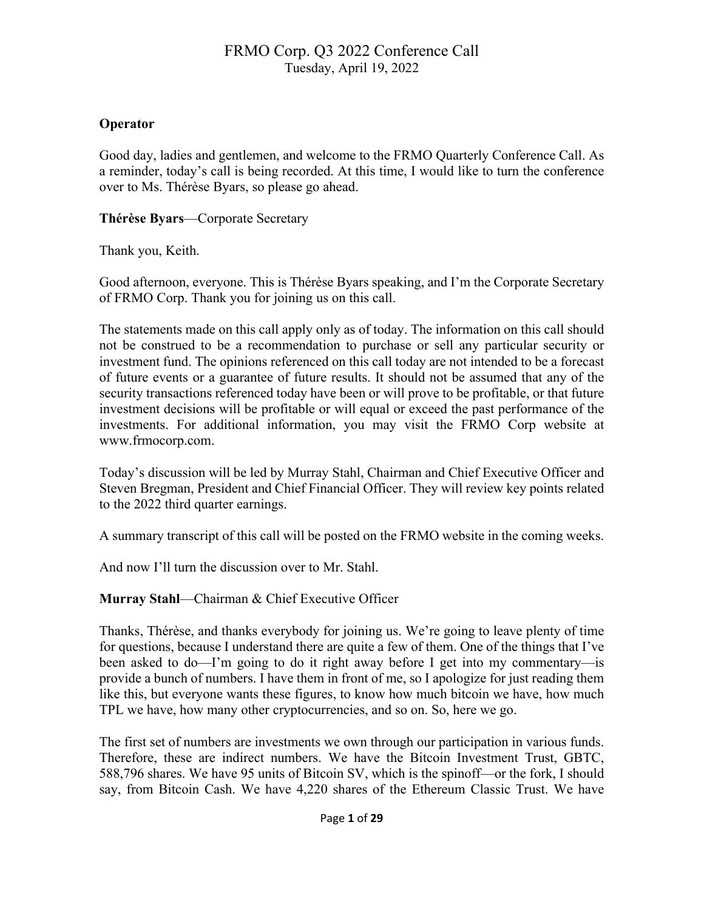# FRMO Corp. Q3 2022 Conference Call

Tuesday, April 19, 2022

**Operator**

Good day, ladies and gentlemen, and welcome to the FRMO Quarterly Conference Call. As a reminder, today's call is being recorded. At this time, I would like to turn the conference over to Ms. Thérèse Byars, so please go ahead.

**Thérèse Byars**—Corporate Secretary

Thank you, Keith.

Good afternoon, everyone. This is Thérèse Byars speaking, and I'm the Corporate Secretary of FRMO Corp. Thank you for joining us on this call.

The statements made on this call apply only as of today. The information on this call should not be construed to be a recommendation to purchase or sell any particular security or investment fund. The opinions referenced on this call today are not intended to be a forecast of future events or a guarantee of future results. It should not be assumed that any of the security transactions referenced today have been or will prove to be profitable, or that future investment decisions will be profitable or will equal or exceed the past performance of the investments. For additional information, you may visit the FRMO Corp website at www.frmocorp.com.

Today's discussion will be led by Murray Stahl, Chairman and Chief Executive Officer and Steven Bregman, President and Chief Financial Officer. They will review key points related to the 2022 third quarter earnings.

A summary transcript of this call will be posted on the FRMO website in the coming weeks.

And now I'll turn the discussion over to Mr. Stahl.

**Murray Stahl**—Chairman & Chief Executive Officer

Thanks, Thérèse, and thanks everybody for joining us. We're going to leave plenty of time for questions, because I understand there are quite a few of them. One of the things that I've been asked to do—I'm going to do it right away before I get into my commentary—is provide a bunch of numbers. I have them in front of me, so I apologize for just reading them like this, but everyone wants these figures, to know how much bitcoin we have, how much TPL we have, how many other cryptocurrencies, and so on. So, here we go.

The first set of numbers are investments we own through our participation in various funds. Therefore, these are indirect numbers. We have the Bitcoin Investment Trust, GBTC, 588,796 shares. We have 95 units of Bitcoin SV, which is the spinoff—or the fork, I should say, from Bitcoin Cash. We have 4,220 shares of the Ethereum Classic Trust. We have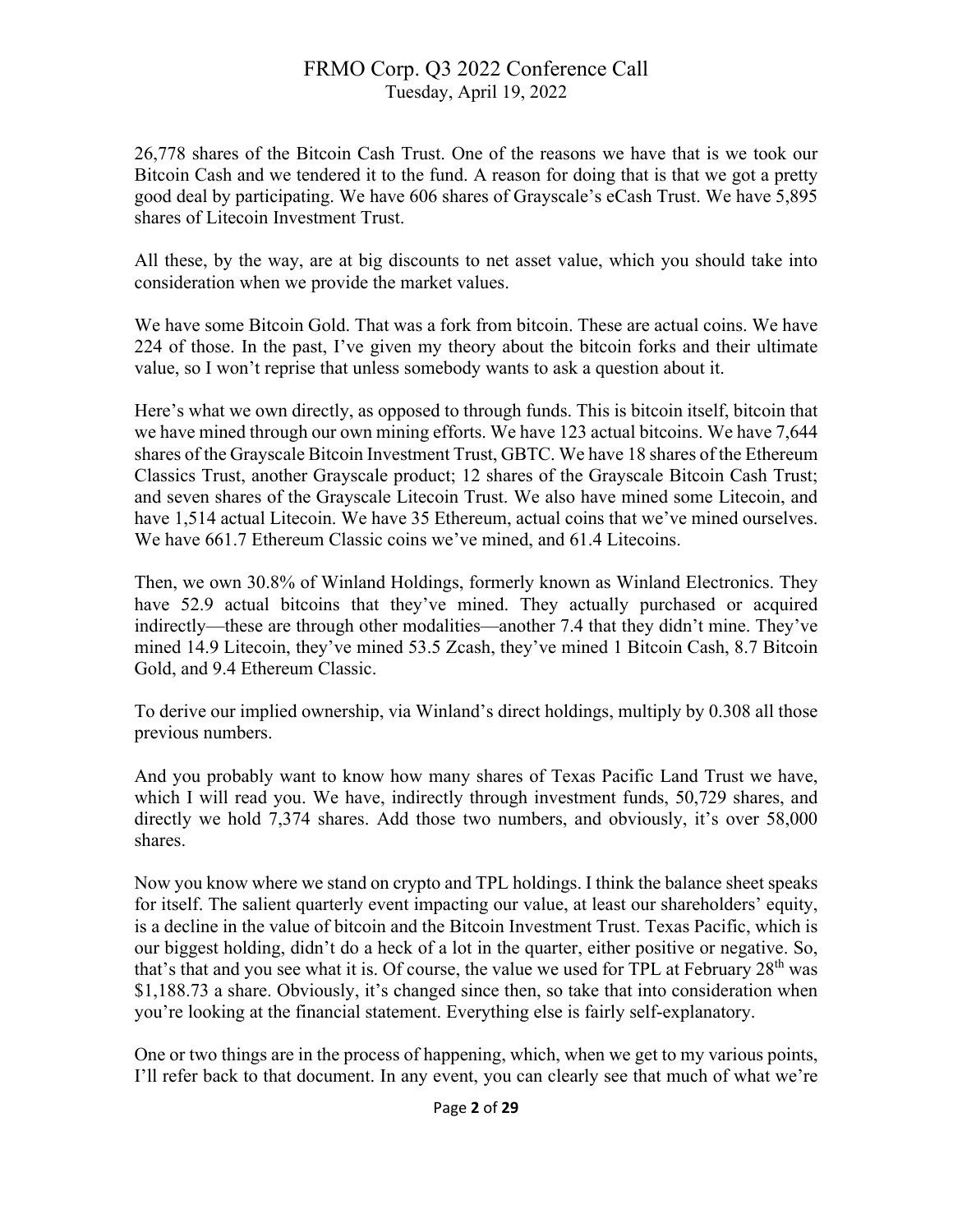26,778 shares of the Bitcoin Cash Trust. One of the reasons we have that is we took our Bitcoin Cash and we tendered it to the fund. A reason for doing that is that we got a pretty good deal by participating. We have 606 shares of Grayscale's eCash Trust. We have 5,895 shares of Litecoin Investment Trust.

All these, by the way, are at big discounts to net asset value, which you should take into consideration when we provide the market values.

We have some Bitcoin Gold. That was a fork from bitcoin. These are actual coins. We have 224 of those. In the past, I've given my theory about the bitcoin forks and their ultimate value, so I won't reprise that unless somebody wants to ask a question about it.

Here's what we own directly, as opposed to through funds. This is bitcoin itself, bitcoin that we have mined through our own mining efforts. We have 123 actual bitcoins. We have 7,644 shares of the Grayscale Bitcoin Investment Trust, GBTC. We have 18 shares of the Ethereum Classics Trust, another Grayscale product; 12 shares of the Grayscale Bitcoin Cash Trust; and seven shares of the Grayscale Litecoin Trust. We also have mined some Litecoin, and have 1,514 actual Litecoin. We have 35 Ethereum, actual coins that we've mined ourselves. We have 661.7 Ethereum Classic coins we've mined, and 61.4 Litecoins.

Then, we own 30.8% of Winland Holdings, formerly known as Winland Electronics. They have 52.9 actual bitcoins that they've mined. They actually purchased or acquired indirectly—these are through other modalities—another 7.4 that they didn't mine. They've mined 14.9 Litecoin, they've mined 53.5 Zcash, they've mined 1 Bitcoin Cash, 8.7 Bitcoin Gold, and 9.4 Ethereum Classic.

To derive our implied ownership, via Winland's direct holdings, multiply by 0.308 all those previous numbers.

And you probably want to know how many shares of Texas Pacific Land Trust we have, which I will read you. We have, indirectly through investment funds, 50,729 shares, and directly we hold 7,374 shares. Add those two numbers, and obviously, it's over 58,000 shares.

Now you know where we stand on crypto and TPL holdings. I think the balance sheet speaks for itself. The salient quarterly event impacting our value, at least our shareholders' equity, is a decline in the value of bitcoin and the Bitcoin Investment Trust. Texas Pacific, which is our biggest holding, didn't do a heck of a lot in the quarter, either positive or negative. So, that's that and you see what it is. Of course, the value we used for TPL at February 28th was $1,188.73 a share. Obviously, it's changed since then, so take that into consideration when you're looking at the financial statement. Everything else is fairly self-explanatory.

One or two things are in the process of happening, which, when we get to my various points, I'll refer back to that document. In any event, you can clearly see that much of what we're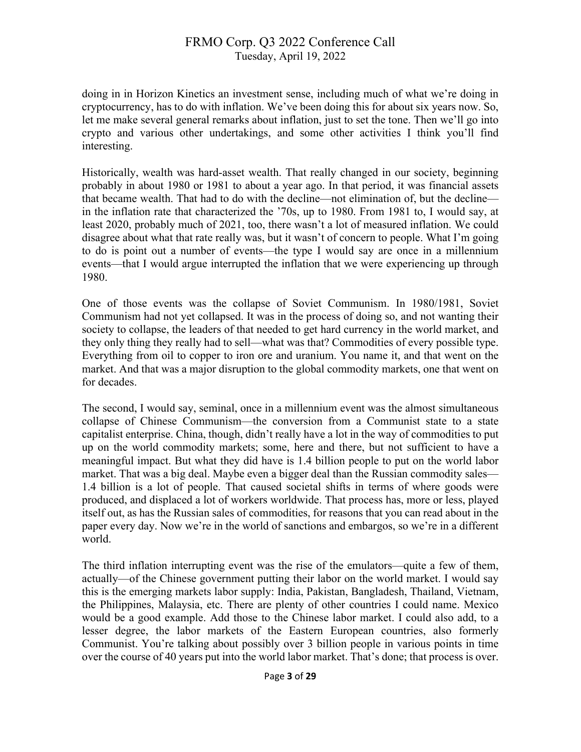doing in in Horizon Kinetics an investment sense, including much of what we're doing in cryptocurrency, has to do with inflation. We've been doing this for about six years now. So, let me make several general remarks about inflation, just to set the tone. Then we'll go into crypto and various other undertakings, and some other activities I think you'll find interesting.

Historically, wealth was hard-asset wealth. That really changed in our society, beginning probably in about 1980 or 1981 to about a year ago. In that period, it was financial assets that became wealth. That had to do with the decline—not elimination of, but the decline—in the inflation rate that characterized the '70s, up to 1980. From 1981 to, I would say, at least 2020, probably much of 2021, too, there wasn't a lot of measured inflation. We could disagree about what that rate really was, but it wasn't of concern to people. What I'm going to do is point out a number of events—the type I would say are once in a millennium events—that I would argue interrupted the inflation that we were experiencing up through 1980.

One of those events was the collapse of Soviet Communism. In 1980/1981, Soviet Communism had not yet collapsed. It was in the process of doing so, and not wanting their society to collapse, the leaders of that needed to get hard currency in the world market, and they only thing they really had to sell—what was that? Commodities of every possible type. Everything from oil to copper to iron ore and uranium. You name it, and that went on the market. And that was a major disruption to the global commodity markets, one that went on for decades.

The second, I would say, seminal, once in a millennium event was the almost simultaneous collapse of Chinese Communism—the conversion from a Communist state to a state capitalist enterprise. China, though, didn't really have a lot in the way of commodities to put up on the world commodity markets; some, here and there, but not sufficient to have a meaningful impact. But what they did have is 1.4 billion people to put on the world labor market. That was a big deal. Maybe even a bigger deal than the Russian commodity sales—1.4 billion is a lot of people. That caused societal shifts in terms of where goods were produced, and displaced a lot of workers worldwide. That process has, more or less, played itself out, as has the Russian sales of commodities, for reasons that you can read about in the paper every day. Now we're in the world of sanctions and embargos, so we're in a different world.

The third inflation interrupting event was the rise of the emulators—quite a few of them, actually—of the Chinese government putting their labor on the world market. I would say this is the emerging markets labor supply: India, Pakistan, Bangladesh, Thailand, Vietnam, the Philippines, Malaysia, etc. There are plenty of other countries I could name. Mexico would be a good example. Add those to the Chinese labor market. I could also add, to a lesser degree, the labor markets of the Eastern European countries, also formerly Communist. You're talking about possibly over 3 billion people in various points in time over the course of 40 years put into the world labor market. That's done; that process is over.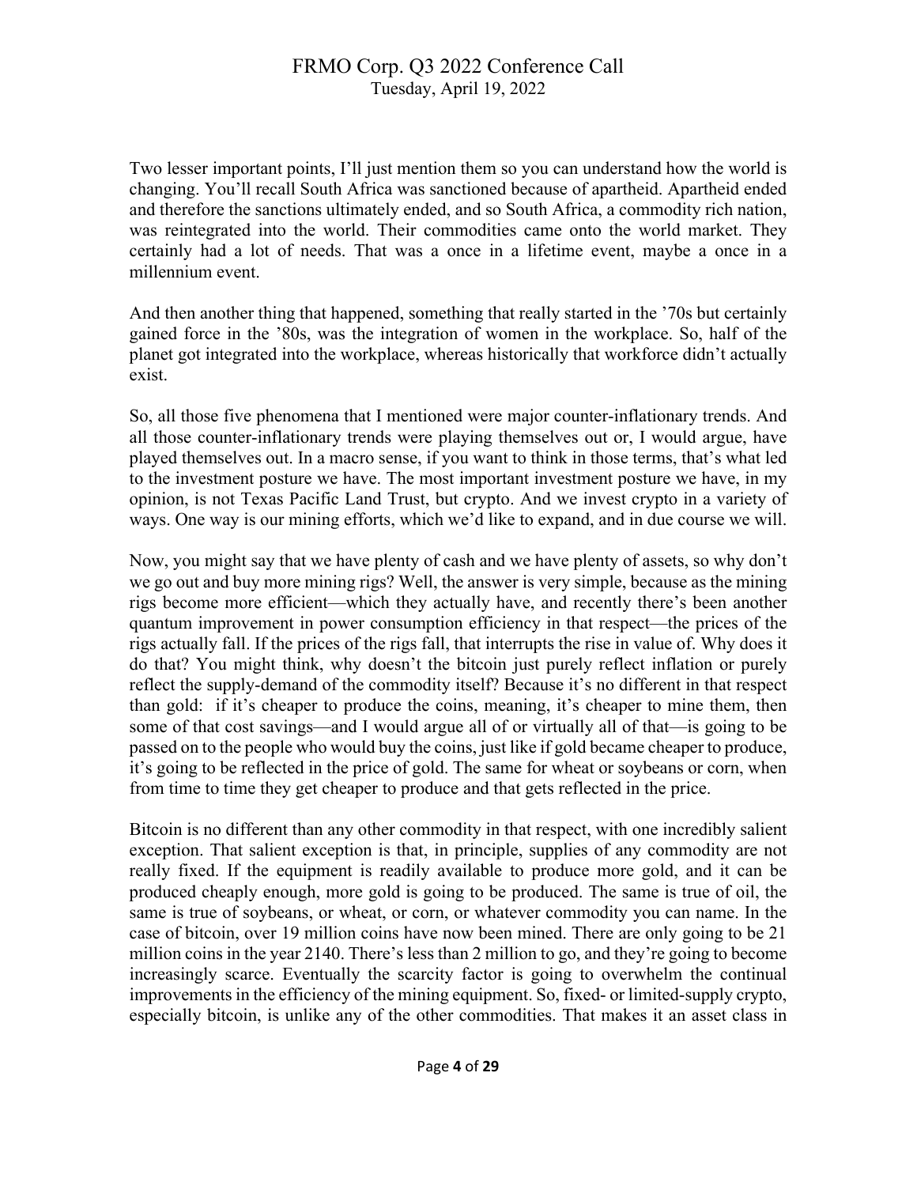Two lesser important points, I'll just mention them so you can understand how the world is changing. You'll recall South Africa was sanctioned because of apartheid. Apartheid ended and therefore the sanctions ultimately ended, and so South Africa, a commodity rich nation, was reintegrated into the world. Their commodities came onto the world market. They certainly had a lot of needs. That was a once in a lifetime event, maybe a once in a millennium event.

And then another thing that happened, something that really started in the '70s but certainly gained force in the '80s, was the integration of women in the workplace. So, half of the planet got integrated into the workplace, whereas historically that workforce didn't actually exist.

So, all those five phenomena that I mentioned were major counter-inflationary trends. And all those counter-inflationary trends were playing themselves out or, I would argue, have played themselves out. In a macro sense, if you want to think in those terms, that's what led to the investment posture we have. The most important investment posture we have, in my opinion, is not Texas Pacific Land Trust, but crypto. And we invest crypto in a variety of ways. One way is our mining efforts, which we'd like to expand, and in due course we will.

Now, you might say that we have plenty of cash and we have plenty of assets, so why don't we go out and buy more mining rigs? Well, the answer is very simple, because as the mining rigs become more efficient—which they actually have, and recently there's been another quantum improvement in power consumption efficiency in that respect—the prices of the rigs actually fall. If the prices of the rigs fall, that interrupts the rise in value of. Why does it do that? You might think, why doesn't the bitcoin just purely reflect inflation or purely reflect the supply-demand of the commodity itself? Because it's no different in that respect than gold: if it's cheaper to produce the coins, meaning, it's cheaper to mine them, then some of that cost savings—and I would argue all of or virtually all of that—is going to be passed on to the people who would buy the coins, just like if gold became cheaper to produce, it's going to be reflected in the price of gold. The same for wheat or soybeans or corn, when from time to time they get cheaper to produce and that gets reflected in the price.

Bitcoin is no different than any other commodity in that respect, with one incredibly salient exception. That salient exception is that, in principle, supplies of any commodity are not really fixed. If the equipment is readily available to produce more gold, and it can be produced cheaply enough, more gold is going to be produced. The same is true of oil, the same is true of soybeans, or wheat, or corn, or whatever commodity you can name. In the case of bitcoin, over 19 million coins have now been mined. There are only going to be 21 million coins in the year 2140. There's less than 2 million to go, and they're going to become increasingly scarce. Eventually the scarcity factor is going to overwhelm the continual improvements in the efficiency of the mining equipment. So, fixed- or limited-supply crypto, especially bitcoin, is unlike any of the other commodities. That makes it an asset class in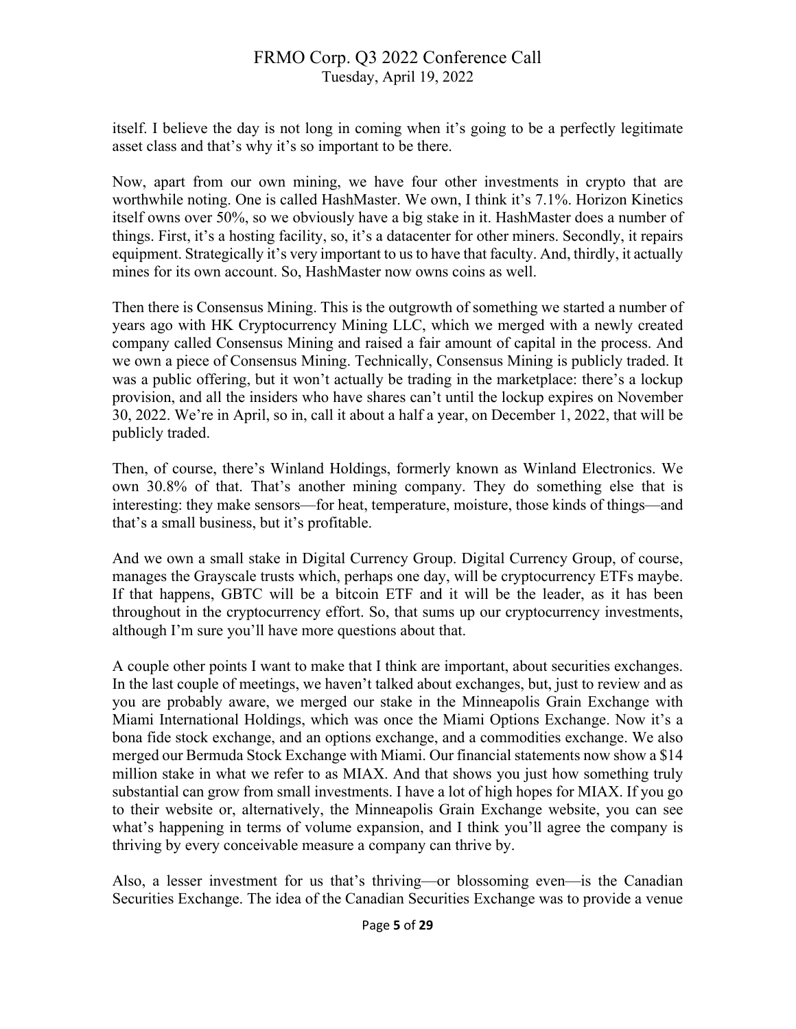itself. I believe the day is not long in coming when it's going to be a perfectly legitimate asset class and that's why it's so important to be there.

Now, apart from our own mining, we have four other investments in crypto that are worthwhile noting. One is called HashMaster. We own, I think it's 7.1%. Horizon Kinetics itself owns over 50%, so we obviously have a big stake in it. HashMaster does a number of things. First, it's a hosting facility, so, it's a datacenter for other miners. Secondly, it repairs equipment. Strategically it's very important to us to have that faculty. And, thirdly, it actually mines for its own account. So, HashMaster now owns coins as well.

Then there is Consensus Mining. This is the outgrowth of something we started a number of years ago with HK Cryptocurrency Mining LLC, which we merged with a newly created company called Consensus Mining and raised a fair amount of capital in the process. And we own a piece of Consensus Mining. Technically, Consensus Mining is publicly traded. It was a public offering, but it won't actually be trading in the marketplace: there's a lockup provision, and all the insiders who have shares can't until the lockup expires on November 30, 2022. We're in April, so in, call it about a half a year, on December 1, 2022, that will be publicly traded.

Then, of course, there's Winland Holdings, formerly known as Winland Electronics. We own 30.8% of that. That's another mining company. They do something else that is interesting: they make sensors—for heat, temperature, moisture, those kinds of things—and that's a small business, but it's profitable.

And we own a small stake in Digital Currency Group. Digital Currency Group, of course, manages the Grayscale trusts which, perhaps one day, will be cryptocurrency ETFs maybe. If that happens, GBTC will be a bitcoin ETF and it will be the leader, as it has been throughout in the cryptocurrency effort. So, that sums up our cryptocurrency investments, although I'm sure you'll have more questions about that.

A couple other points I want to make that I think are important, about securities exchanges. In the last couple of meetings, we haven't talked about exchanges, but, just to review and as you are probably aware, we merged our stake in the Minneapolis Grain Exchange with Miami International Holdings, which was once the Miami Options Exchange. Now it's a bona fide stock exchange, and an options exchange, and a commodities exchange. We also merged our Bermuda Stock Exchange with Miami. Our financial statements now show a $14 million stake in what we refer to as MIAX. And that shows you just how something truly substantial can grow from small investments. I have a lot of high hopes for MIAX. If you go to their website or, alternatively, the Minneapolis Grain Exchange website, you can see what's happening in terms of volume expansion, and I think you'll agree the company is thriving by every conceivable measure a company can thrive by.

Also, a lesser investment for us that's thriving—or blossoming even—is the Canadian Securities Exchange. The idea of the Canadian Securities Exchange was to provide a venue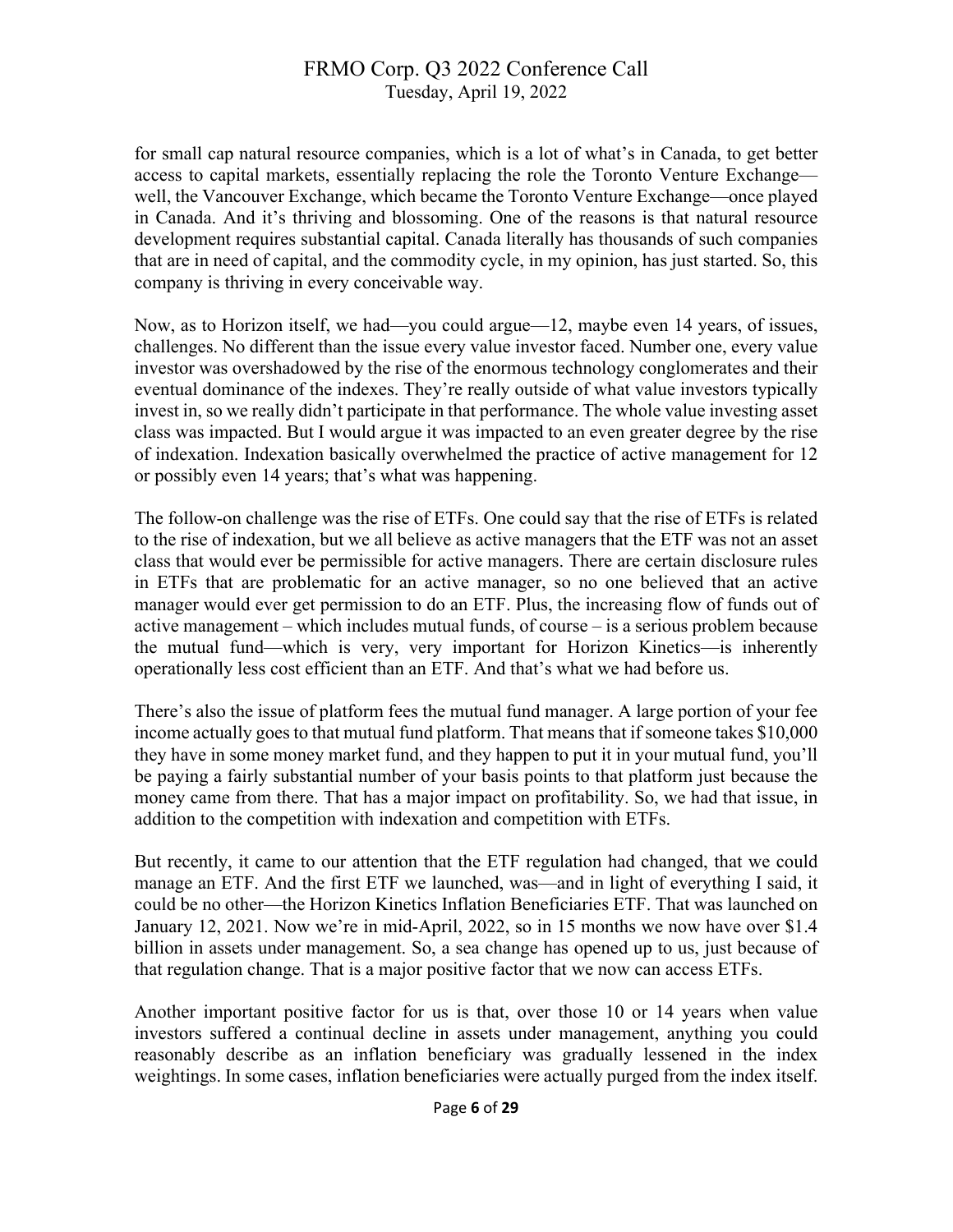for small cap natural resource companies, which is a lot of what's in Canada, to get better access to capital markets, essentially replacing the role the Toronto Venture Exchange—well, the Vancouver Exchange, which became the Toronto Venture Exchange—once played in Canada. And it's thriving and blossoming. One of the reasons is that natural resource development requires substantial capital. Canada literally has thousands of such companies that are in need of capital, and the commodity cycle, in my opinion, has just started. So, this company is thriving in every conceivable way.

Now, as to Horizon itself, we had—you could argue—12, maybe even 14 years, of issues, challenges. No different than the issue every value investor faced. Number one, every value investor was overshadowed by the rise of the enormous technology conglomerates and their eventual dominance of the indexes. They're really outside of what value investors typically invest in, so we really didn't participate in that performance. The whole value investing asset class was impacted. But I would argue it was impacted to an even greater degree by the rise of indexation. Indexation basically overwhelmed the practice of active management for 12 or possibly even 14 years; that's what was happening.

The follow-on challenge was the rise of ETFs. One could say that the rise of ETFs is related to the rise of indexation, but we all believe as active managers that the ETF was not an asset class that would ever be permissible for active managers. There are certain disclosure rules in ETFs that are problematic for an active manager, so no one believed that an active manager would ever get permission to do an ETF. Plus, the increasing flow of funds out of active management – which includes mutual funds, of course – is a serious problem because the mutual fund—which is very, very important for Horizon Kinetics—is inherently operationally less cost efficient than an ETF. And that's what we had before us.

There's also the issue of platform fees the mutual fund manager. A large portion of your fee income actually goes to that mutual fund platform. That means that if someone takes $10,000 they have in some money market fund, and they happen to put it in your mutual fund, you'll be paying a fairly substantial number of your basis points to that platform just because the money came from there. That has a major impact on profitability. So, we had that issue, in addition to the competition with indexation and competition with ETFs.

But recently, it came to our attention that the ETF regulation had changed, that we could manage an ETF. And the first ETF we launched, was—and in light of everything I said, it could be no other—the Horizon Kinetics Inflation Beneficiaries ETF. That was launched on January 12, 2021. Now we're in mid-April, 2022, so in 15 months we now have over $1.4 billion in assets under management. So, a sea change has opened up to us, just because of that regulation change. That is a major positive factor that we now can access ETFs.

Another important positive factor for us is that, over those 10 or 14 years when value investors suffered a continual decline in assets under management, anything you could reasonably describe as an inflation beneficiary was gradually lessened in the index weightings. In some cases, inflation beneficiaries were actually purged from the index itself.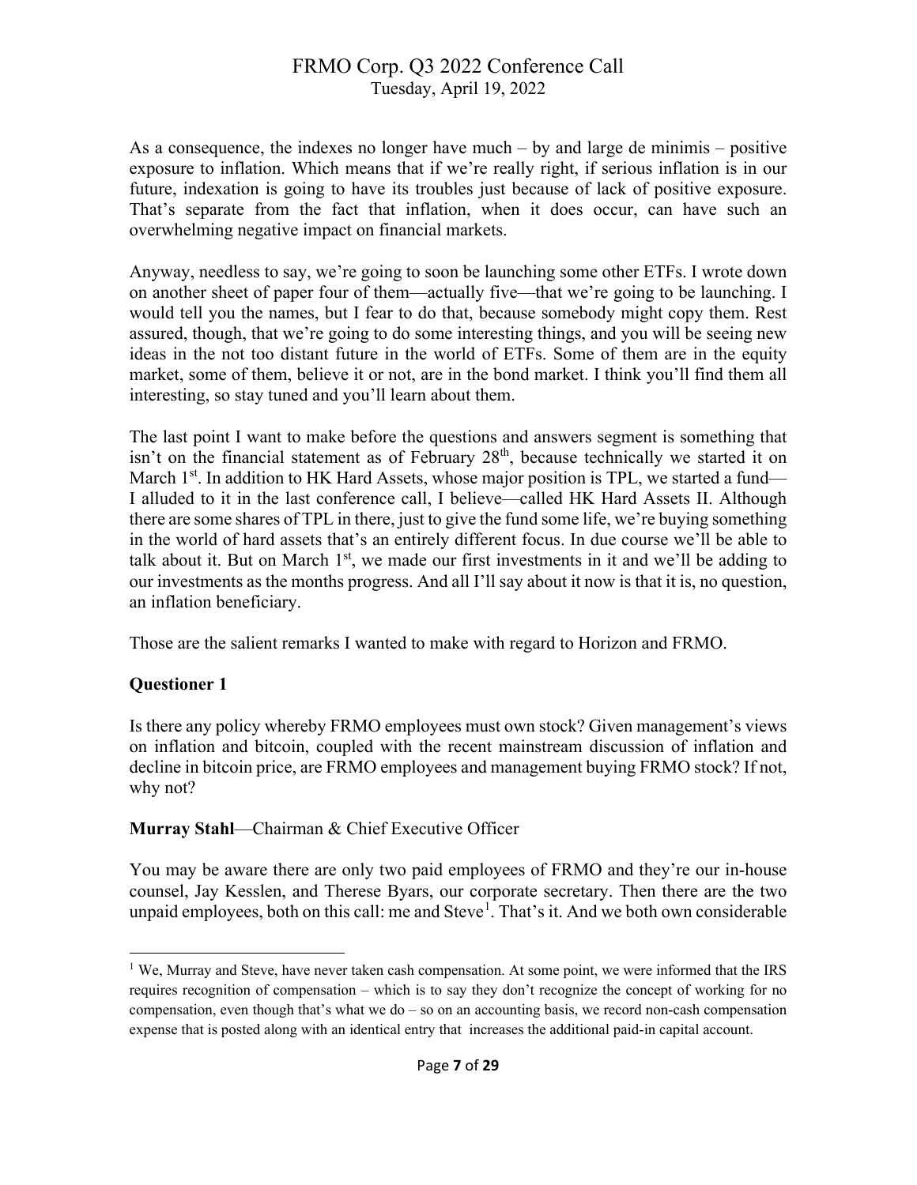As a consequence, the indexes no longer have much – by and large de minimis – positive exposure to inflation. Which means that if we're really right, if serious inflation is in our future, indexation is going to have its troubles just because of lack of positive exposure. That's separate from the fact that inflation, when it does occur, can have such an overwhelming negative impact on financial markets.

Anyway, needless to say, we're going to soon be launching some other ETFs. I wrote down on another sheet of paper four of them—actually five—that we're going to be launching. I would tell you the names, but I fear to do that, because somebody might copy them. Rest assured, though, that we're going to do some interesting things, and you will be seeing new ideas in the not too distant future in the world of ETFs. Some of them are in the equity market, some of them, believe it or not, are in the bond market. I think you'll find them all interesting, so stay tuned and you'll learn about them.

The last point I want to make before the questions and answers segment is something that isn't on the financial statement as of February 28th, because technically we started it on March 1st. In addition to HK Hard Assets, whose major position is TPL, we started a fund—I alluded to it in the last conference call, I believe—called HK Hard Assets II. Although there are some shares of TPL in there, just to give the fund some life, we're buying something in the world of hard assets that's an entirely different focus. In due course we'll be able to talk about it. But on March 1st, we made our first investments in it and we'll be adding to our investments as the months progress. And all I'll say about it now is that it is, no question, an inflation beneficiary.

Those are the salient remarks I wanted to make with regard to Horizon and FRMO.

**Questioner 1**

Is there any policy whereby FRMO employees must own stock? Given management's views on inflation and bitcoin, coupled with the recent mainstream discussion of inflation and decline in bitcoin price, are FRMO employees and management buying FRMO stock? If not, why not?

**Murray Stahl**—Chairman & Chief Executive Officer

You may be aware there are only two paid employees of FRMO and they're our in-house counsel, Jay Kesslen, and Therese Byars, our corporate secretary. Then there are the two unpaid employees, both on this call: me and Steve[1]. That's it. And we both own considerable

---

[1] We, Murray and Steve, have never taken cash compensation. At some point, we were informed that the IRS requires recognition of compensation – which is to say they don't recognize the concept of working for no compensation, even though that's what we do – so on an accounting basis, we record non-cash compensation expense that is posted along with an identical entry that increases the additional paid-in capital account.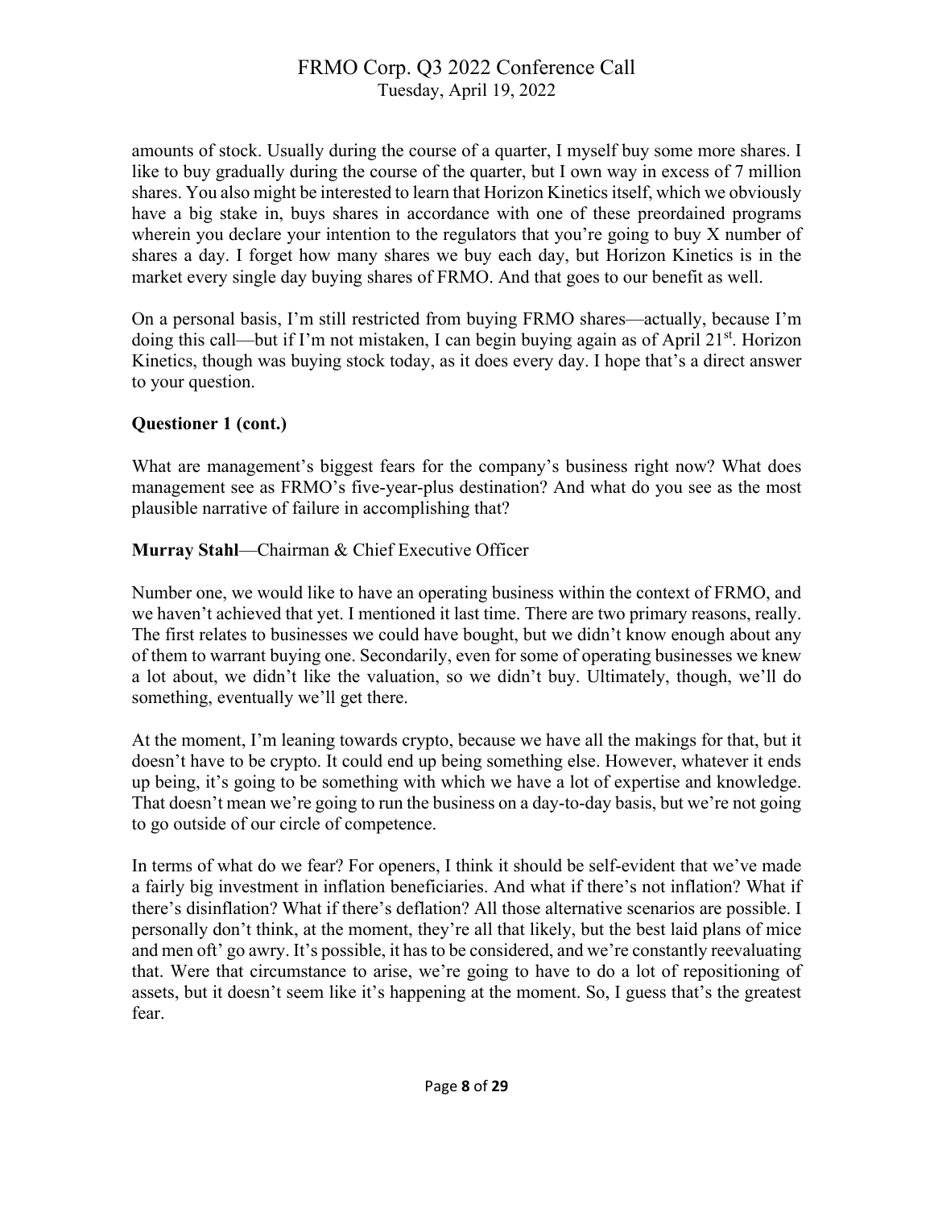amounts of stock. Usually during the course of a quarter, I myself buy some more shares. I like to buy gradually during the course of the quarter, but I own way in excess of 7 million shares. You also might be interested to learn that Horizon Kinetics itself, which we obviously have a big stake in, buys shares in accordance with one of these preordained programs wherein you declare your intention to the regulators that you're going to buy X number of shares a day. I forget how many shares we buy each day, but Horizon Kinetics is in the market every single day buying shares of FRMO. And that goes to our benefit as well.

On a personal basis, I'm still restricted from buying FRMO shares—actually, because I'm doing this call—but if I'm not mistaken, I can begin buying again as of April 21st. Horizon Kinetics, though was buying stock today, as it does every day. I hope that's a direct answer to your question.

**Questioner 1 (cont.)**

What are management's biggest fears for the company's business right now? What does management see as FRMO's five-year-plus destination? And what do you see as the most plausible narrative of failure in accomplishing that?

**Murray Stahl**—Chairman & Chief Executive Officer

Number one, we would like to have an operating business within the context of FRMO, and we haven't achieved that yet. I mentioned it last time. There are two primary reasons, really. The first relates to businesses we could have bought, but we didn't know enough about any of them to warrant buying one. Secondarily, even for some of operating businesses we knew a lot about, we didn't like the valuation, so we didn't buy. Ultimately, though, we'll do something, eventually we'll get there.

At the moment, I'm leaning towards crypto, because we have all the makings for that, but it doesn't have to be crypto. It could end up being something else. However, whatever it ends up being, it's going to be something with which we have a lot of expertise and knowledge. That doesn't mean we're going to run the business on a day-to-day basis, but we're not going to go outside of our circle of competence.

In terms of what do we fear? For openers, I think it should be self-evident that we've made a fairly big investment in inflation beneficiaries. And what if there's not inflation? What if there's disinflation? What if there's deflation? All those alternative scenarios are possible. I personally don't think, at the moment, they're all that likely, but the best laid plans of mice and men oft' go awry. It's possible, it has to be considered, and we're constantly reevaluating that. Were that circumstance to arise, we're going to have to do a lot of repositioning of assets, but it doesn't seem like it's happening at the moment. So, I guess that's the greatest fear.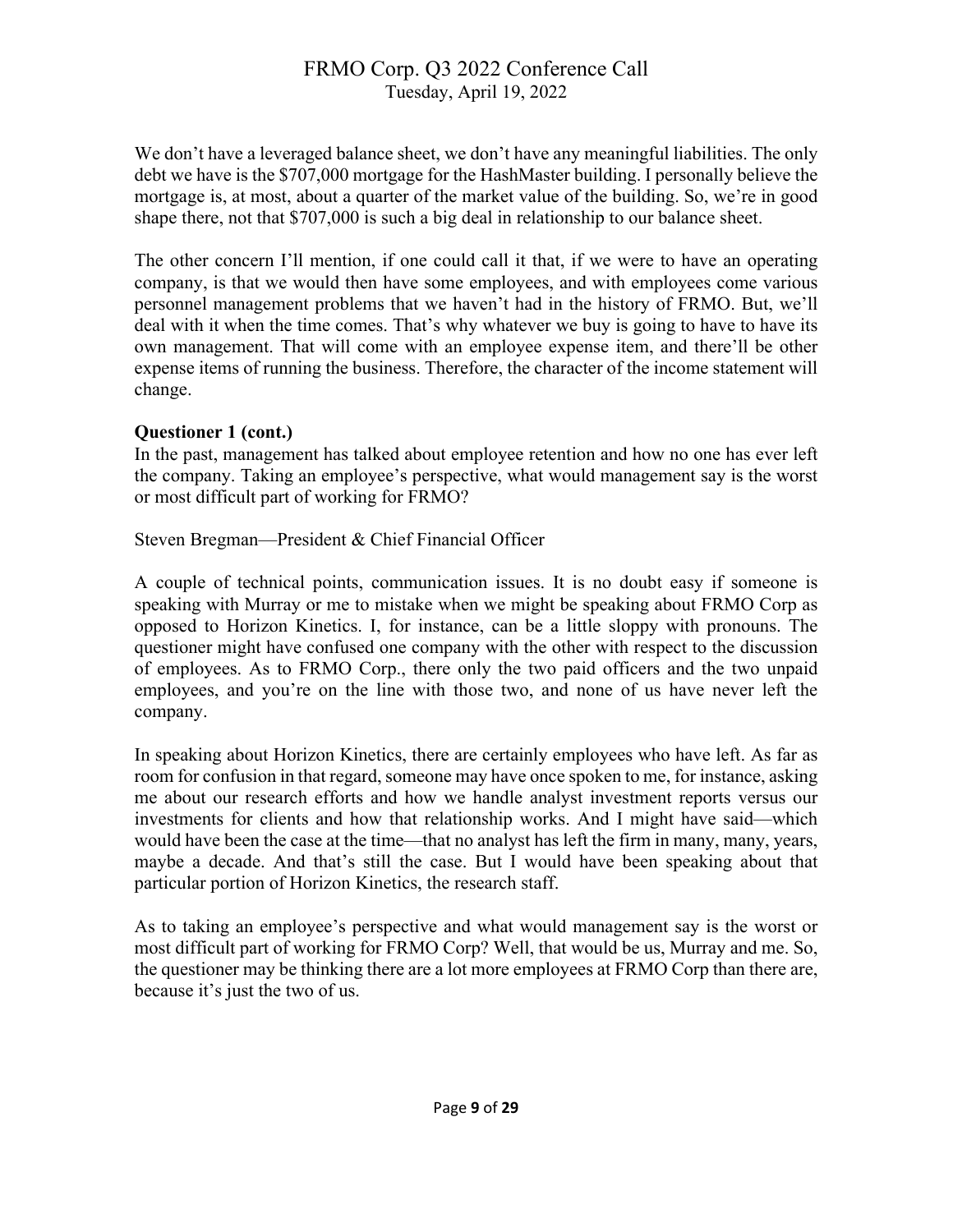We don't have a leveraged balance sheet, we don't have any meaningful liabilities. The only debt we have is the $707,000 mortgage for the HashMaster building. I personally believe the mortgage is, at most, about a quarter of the market value of the building. So, we're in good shape there, not that $707,000 is such a big deal in relationship to our balance sheet.

The other concern I'll mention, if one could call it that, if we were to have an operating company, is that we would then have some employees, and with employees come various personnel management problems that we haven't had in the history of FRMO. But, we'll deal with it when the time comes. That's why whatever we buy is going to have to have its own management. That will come with an employee expense item, and there'll be other expense items of running the business. Therefore, the character of the income statement will change.

**Questioner 1 (cont.)**
In the past, management has talked about employee retention and how no one has ever left the company. Taking an employee's perspective, what would management say is the worst or most difficult part of working for FRMO?

Steven Bregman—President & Chief Financial Officer

A couple of technical points, communication issues. It is no doubt easy if someone is speaking with Murray or me to mistake when we might be speaking about FRMO Corp as opposed to Horizon Kinetics. I, for instance, can be a little sloppy with pronouns. The questioner might have confused one company with the other with respect to the discussion of employees. As to FRMO Corp., there only the two paid officers and the two unpaid employees, and you're on the line with those two, and none of us have never left the company.

In speaking about Horizon Kinetics, there are certainly employees who have left. As far as room for confusion in that regard, someone may have once spoken to me, for instance, asking me about our research efforts and how we handle analyst investment reports versus our investments for clients and how that relationship works. And I might have said—which would have been the case at the time—that no analyst has left the firm in many, many, years, maybe a decade. And that's still the case. But I would have been speaking about that particular portion of Horizon Kinetics, the research staff.

As to taking an employee's perspective and what would management say is the worst or most difficult part of working for FRMO Corp? Well, that would be us, Murray and me. So, the questioner may be thinking there are a lot more employees at FRMO Corp than there are, because it's just the two of us.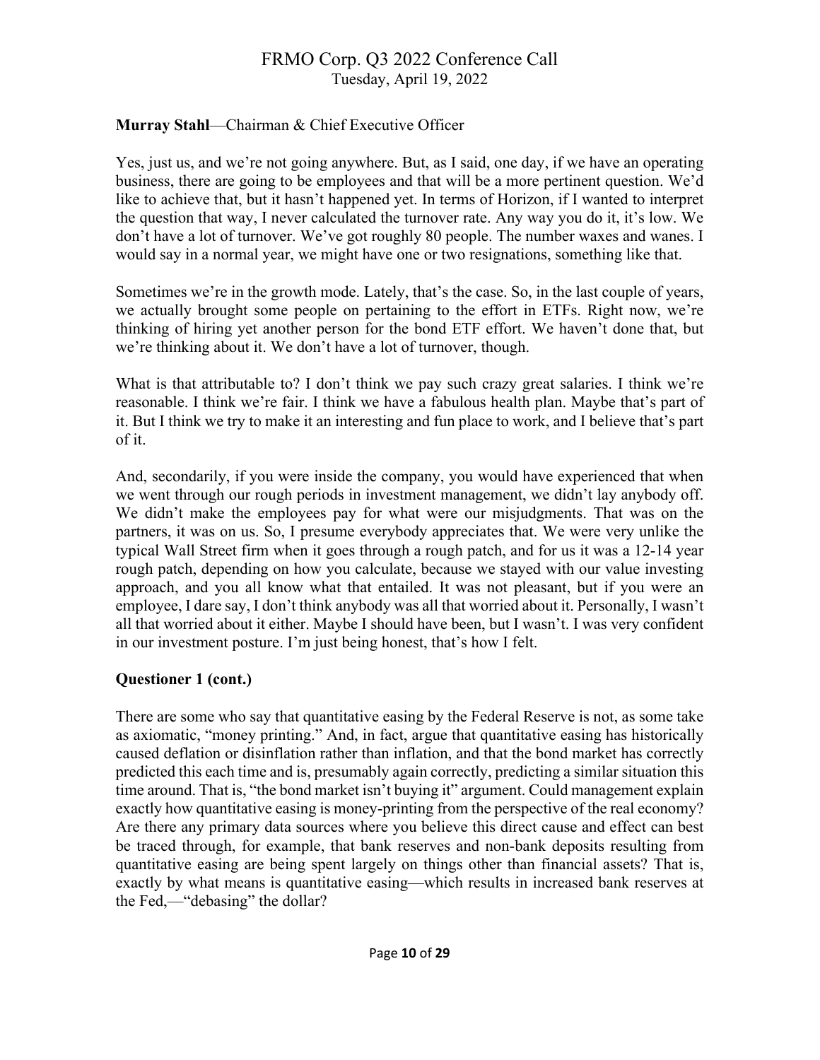**Murray Stahl**—Chairman & Chief Executive Officer

Yes, just us, and we're not going anywhere. But, as I said, one day, if we have an operating business, there are going to be employees and that will be a more pertinent question. We'd like to achieve that, but it hasn't happened yet. In terms of Horizon, if I wanted to interpret the question that way, I never calculated the turnover rate. Any way you do it, it's low. We don't have a lot of turnover. We've got roughly 80 people. The number waxes and wanes. I would say in a normal year, we might have one or two resignations, something like that.

Sometimes we're in the growth mode. Lately, that's the case. So, in the last couple of years, we actually brought some people on pertaining to the effort in ETFs. Right now, we're thinking of hiring yet another person for the bond ETF effort. We haven't done that, but we're thinking about it. We don't have a lot of turnover, though.

What is that attributable to? I don't think we pay such crazy great salaries. I think we're reasonable. I think we're fair. I think we have a fabulous health plan. Maybe that's part of it. But I think we try to make it an interesting and fun place to work, and I believe that's part of it.

And, secondarily, if you were inside the company, you would have experienced that when we went through our rough periods in investment management, we didn't lay anybody off. We didn't make the employees pay for what were our misjudgments. That was on the partners, it was on us. So, I presume everybody appreciates that. We were very unlike the typical Wall Street firm when it goes through a rough patch, and for us it was a 12-14 year rough patch, depending on how you calculate, because we stayed with our value investing approach, and you all know what that entailed. It was not pleasant, but if you were an employee, I dare say, I don't think anybody was all that worried about it. Personally, I wasn't all that worried about it either. Maybe I should have been, but I wasn't. I was very confident in our investment posture. I'm just being honest, that's how I felt.

**Questioner 1 (cont.)**

There are some who say that quantitative easing by the Federal Reserve is not, as some take as axiomatic, "money printing." And, in fact, argue that quantitative easing has historically caused deflation or disinflation rather than inflation, and that the bond market has correctly predicted this each time and is, presumably again correctly, predicting a similar situation this time around. That is, "the bond market isn't buying it" argument. Could management explain exactly how quantitative easing is money-printing from the perspective of the real economy? Are there any primary data sources where you believe this direct cause and effect can best be traced through, for example, that bank reserves and non-bank deposits resulting from quantitative easing are being spent largely on things other than financial assets? That is, exactly by what means is quantitative easing—which results in increased bank reserves at the Fed,—"debasing" the dollar?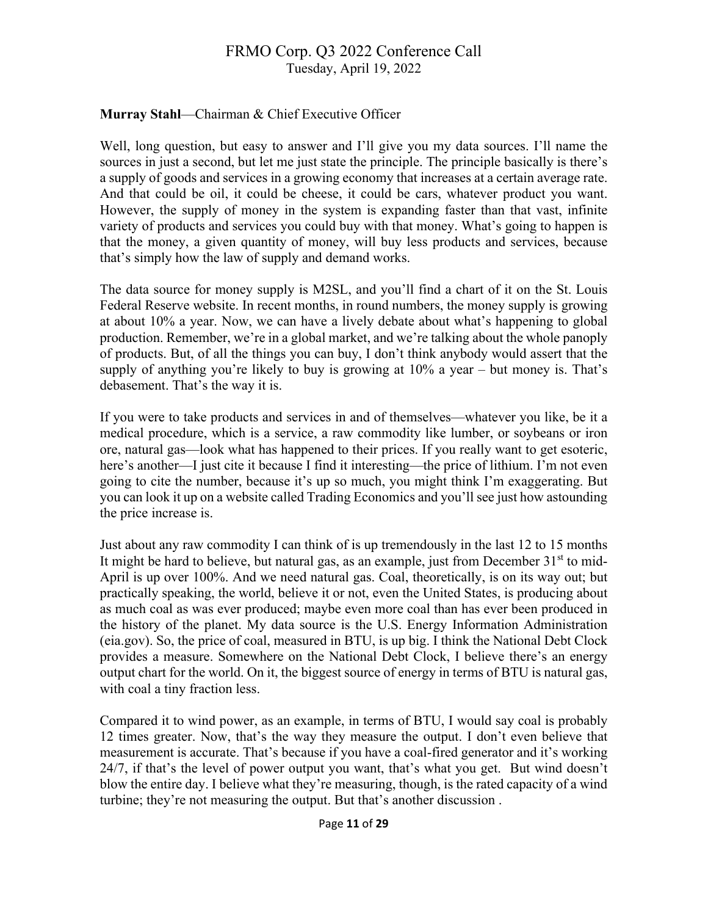**Murray Stahl**—Chairman & Chief Executive Officer

Well, long question, but easy to answer and I'll give you my data sources. I'll name the sources in just a second, but let me just state the principle. The principle basically is there's a supply of goods and services in a growing economy that increases at a certain average rate. And that could be oil, it could be cheese, it could be cars, whatever product you want. However, the supply of money in the system is expanding faster than that vast, infinite variety of products and services you could buy with that money. What's going to happen is that the money, a given quantity of money, will buy less products and services, because that's simply how the law of supply and demand works.

The data source for money supply is M2SL, and you'll find a chart of it on the St. Louis Federal Reserve website. In recent months, in round numbers, the money supply is growing at about 10% a year. Now, we can have a lively debate about what's happening to global production. Remember, we're in a global market, and we're talking about the whole panoply of products. But, of all the things you can buy, I don't think anybody would assert that the supply of anything you're likely to buy is growing at 10% a year – but money is. That's debasement. That's the way it is.

If you were to take products and services in and of themselves—whatever you like, be it a medical procedure, which is a service, a raw commodity like lumber, or soybeans or iron ore, natural gas—look what has happened to their prices. If you really want to get esoteric, here's another—I just cite it because I find it interesting—the price of lithium. I'm not even going to cite the number, because it's up so much, you might think I'm exaggerating. But you can look it up on a website called Trading Economics and you'll see just how astounding the price increase is.

Just about any raw commodity I can think of is up tremendously in the last 12 to 15 months It might be hard to believe, but natural gas, as an example, just from December 31st to mid-April is up over 100%. And we need natural gas. Coal, theoretically, is on its way out; but practically speaking, the world, believe it or not, even the United States, is producing about as much coal as was ever produced; maybe even more coal than has ever been produced in the history of the planet. My data source is the U.S. Energy Information Administration (eia.gov). So, the price of coal, measured in BTU, is up big. I think the National Debt Clock provides a measure. Somewhere on the National Debt Clock, I believe there's an energy output chart for the world. On it, the biggest source of energy in terms of BTU is natural gas, with coal a tiny fraction less.

Compared it to wind power, as an example, in terms of BTU, I would say coal is probably 12 times greater. Now, that's the way they measure the output. I don't even believe that measurement is accurate. That's because if you have a coal-fired generator and it's working 24/7, if that's the level of power output you want, that's what you get. But wind doesn't blow the entire day. I believe what they're measuring, though, is the rated capacity of a wind turbine; they're not measuring the output. But that's another discussion .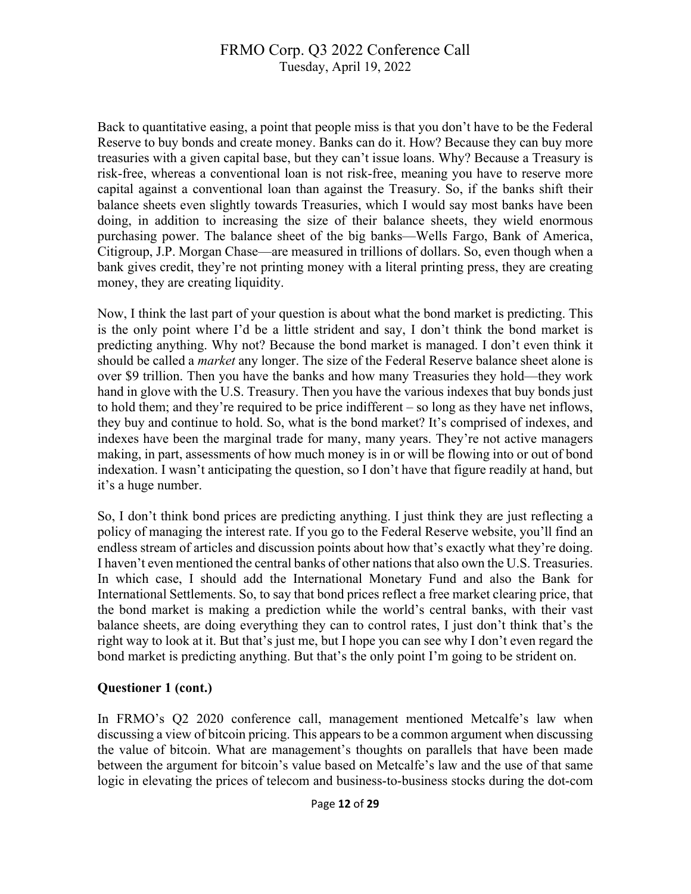Back to quantitative easing, a point that people miss is that you don't have to be the Federal Reserve to buy bonds and create money. Banks can do it. How? Because they can buy more treasuries with a given capital base, but they can't issue loans. Why? Because a Treasury is risk-free, whereas a conventional loan is not risk-free, meaning you have to reserve more capital against a conventional loan than against the Treasury. So, if the banks shift their balance sheets even slightly towards Treasuries, which I would say most banks have been doing, in addition to increasing the size of their balance sheets, they wield enormous purchasing power. The balance sheet of the big banks—Wells Fargo, Bank of America, Citigroup, J.P. Morgan Chase—are measured in trillions of dollars. So, even though when a bank gives credit, they're not printing money with a literal printing press, they are creating money, they are creating liquidity.

Now, I think the last part of your question is about what the bond market is predicting. This is the only point where I'd be a little strident and say, I don't think the bond market is predicting anything. Why not? Because the bond market is managed. I don't even think it should be called a *market* any longer. The size of the Federal Reserve balance sheet alone is over $9 trillion. Then you have the banks and how many Treasuries they hold—they work hand in glove with the U.S. Treasury. Then you have the various indexes that buy bonds just to hold them; and they're required to be price indifferent – so long as they have net inflows, they buy and continue to hold. So, what is the bond market? It's comprised of indexes, and indexes have been the marginal trade for many, many years. They're not active managers making, in part, assessments of how much money is in or will be flowing into or out of bond indexation. I wasn't anticipating the question, so I don't have that figure readily at hand, but it's a huge number.

So, I don't think bond prices are predicting anything. I just think they are just reflecting a policy of managing the interest rate. If you go to the Federal Reserve website, you'll find an endless stream of articles and discussion points about how that's exactly what they're doing. I haven't even mentioned the central banks of other nations that also own the U.S. Treasuries. In which case, I should add the International Monetary Fund and also the Bank for International Settlements. So, to say that bond prices reflect a free market clearing price, that the bond market is making a prediction while the world's central banks, with their vast balance sheets, are doing everything they can to control rates, I just don't think that's the right way to look at it. But that's just me, but I hope you can see why I don't even regard the bond market is predicting anything. But that's the only point I'm going to be strident on.

**Questioner 1 (cont.)**

In FRMO's Q2 2020 conference call, management mentioned Metcalfe's law when discussing a view of bitcoin pricing. This appears to be a common argument when discussing the value of bitcoin. What are management's thoughts on parallels that have been made between the argument for bitcoin's value based on Metcalfe's law and the use of that same logic in elevating the prices of telecom and business-to-business stocks during the dot-com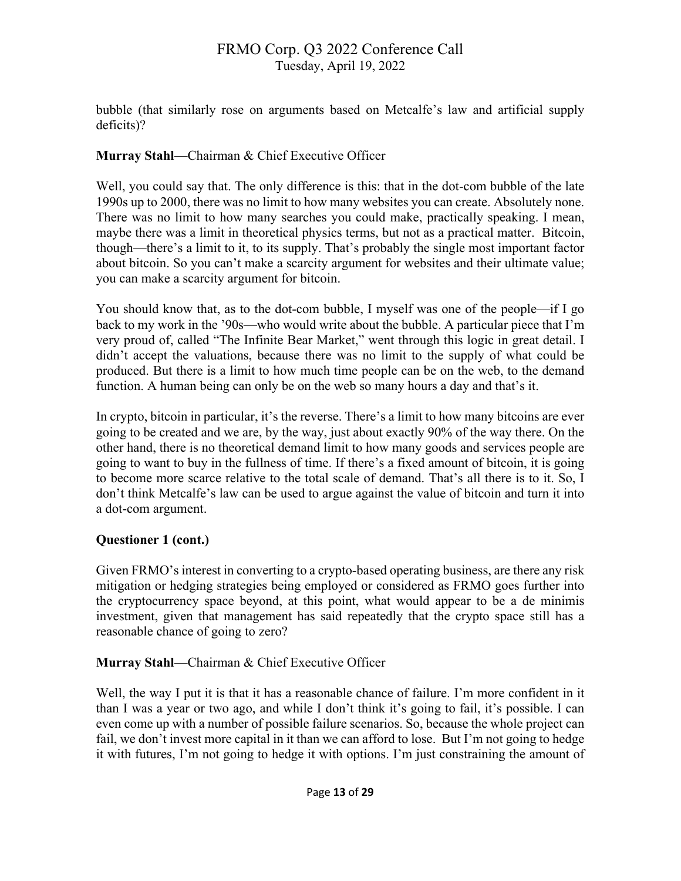bubble (that similarly rose on arguments based on Metcalfe's law and artificial supply deficits)?

**Murray Stahl**—Chairman & Chief Executive Officer

Well, you could say that. The only difference is this: that in the dot-com bubble of the late 1990s up to 2000, there was no limit to how many websites you can create. Absolutely none. There was no limit to how many searches you could make, practically speaking. I mean, maybe there was a limit in theoretical physics terms, but not as a practical matter. Bitcoin, though—there's a limit to it, to its supply. That's probably the single most important factor about bitcoin. So you can't make a scarcity argument for websites and their ultimate value; you can make a scarcity argument for bitcoin.

You should know that, as to the dot-com bubble, I myself was one of the people—if I go back to my work in the '90s—who would write about the bubble. A particular piece that I'm very proud of, called "The Infinite Bear Market," went through this logic in great detail. I didn't accept the valuations, because there was no limit to the supply of what could be produced. But there is a limit to how much time people can be on the web, to the demand function. A human being can only be on the web so many hours a day and that's it.

In crypto, bitcoin in particular, it's the reverse. There's a limit to how many bitcoins are ever going to be created and we are, by the way, just about exactly 90% of the way there. On the other hand, there is no theoretical demand limit to how many goods and services people are going to want to buy in the fullness of time. If there's a fixed amount of bitcoin, it is going to become more scarce relative to the total scale of demand. That's all there is to it. So, I don't think Metcalfe's law can be used to argue against the value of bitcoin and turn it into a dot-com argument.

**Questioner 1 (cont.)**

Given FRMO's interest in converting to a crypto-based operating business, are there any risk mitigation or hedging strategies being employed or considered as FRMO goes further into the cryptocurrency space beyond, at this point, what would appear to be a de minimis investment, given that management has said repeatedly that the crypto space still has a reasonable chance of going to zero?

**Murray Stahl**—Chairman & Chief Executive Officer

Well, the way I put it is that it has a reasonable chance of failure. I'm more confident in it than I was a year or two ago, and while I don't think it's going to fail, it's possible. I can even come up with a number of possible failure scenarios. So, because the whole project can fail, we don't invest more capital in it than we can afford to lose. But I'm not going to hedge it with futures, I'm not going to hedge it with options. I'm just constraining the amount of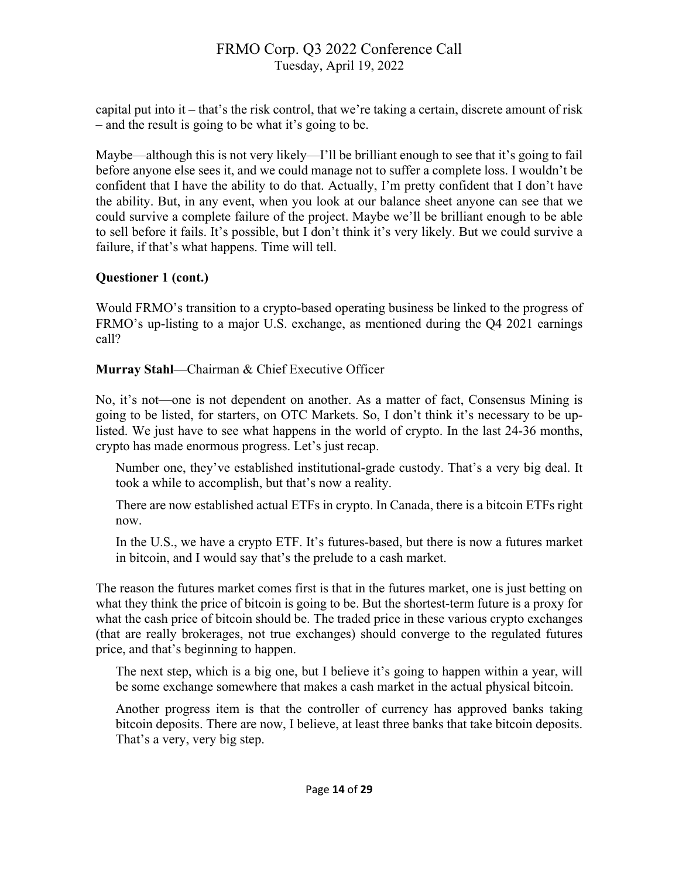capital put into it – that's the risk control, that we're taking a certain, discrete amount of risk – and the result is going to be what it's going to be.

Maybe—although this is not very likely—I'll be brilliant enough to see that it's going to fail before anyone else sees it, and we could manage not to suffer a complete loss. I wouldn't be confident that I have the ability to do that. Actually, I'm pretty confident that I don't have the ability. But, in any event, when you look at our balance sheet anyone can see that we could survive a complete failure of the project. Maybe we'll be brilliant enough to be able to sell before it fails. It's possible, but I don't think it's very likely. But we could survive a failure, if that's what happens. Time will tell.

**Questioner 1 (cont.)**

Would FRMO's transition to a crypto-based operating business be linked to the progress of FRMO's up-listing to a major U.S. exchange, as mentioned during the Q4 2021 earnings call?

**Murray Stahl**—Chairman & Chief Executive Officer

No, it's not—one is not dependent on another. As a matter of fact, Consensus Mining is going to be listed, for starters, on OTC Markets. So, I don't think it's necessary to be up-listed. We just have to see what happens in the world of crypto. In the last 24-36 months, crypto has made enormous progress. Let's just recap.

> Number one, they've established institutional-grade custody. That's a very big deal. It took a while to accomplish, but that's now a reality.
>
> There are now established actual ETFs in crypto. In Canada, there is a bitcoin ETFs right now.
>
> In the U.S., we have a crypto ETF. It's futures-based, but there is now a futures market in bitcoin, and I would say that's the prelude to a cash market.

The reason the futures market comes first is that in the futures market, one is just betting on what they think the price of bitcoin is going to be. But the shortest-term future is a proxy for what the cash price of bitcoin should be. The traded price in these various crypto exchanges (that are really brokerages, not true exchanges) should converge to the regulated futures price, and that's beginning to happen.

> The next step, which is a big one, but I believe it's going to happen within a year, will be some exchange somewhere that makes a cash market in the actual physical bitcoin.
>
> Another progress item is that the controller of currency has approved banks taking bitcoin deposits. There are now, I believe, at least three banks that take bitcoin deposits. That's a very, very big step.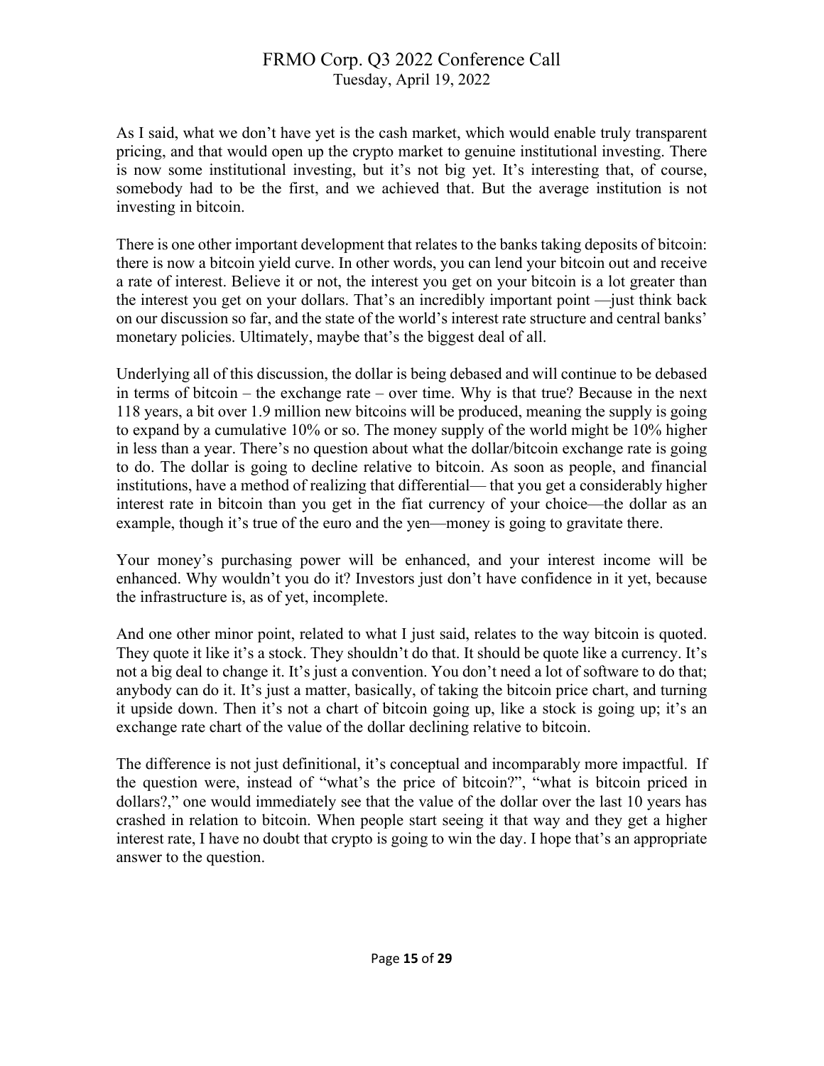As I said, what we don't have yet is the cash market, which would enable truly transparent pricing, and that would open up the crypto market to genuine institutional investing. There is now some institutional investing, but it's not big yet. It's interesting that, of course, somebody had to be the first, and we achieved that. But the average institution is not investing in bitcoin.

There is one other important development that relates to the banks taking deposits of bitcoin: there is now a bitcoin yield curve. In other words, you can lend your bitcoin out and receive a rate of interest. Believe it or not, the interest you get on your bitcoin is a lot greater than the interest you get on your dollars. That's an incredibly important point —just think back on our discussion so far, and the state of the world's interest rate structure and central banks' monetary policies. Ultimately, maybe that's the biggest deal of all.

Underlying all of this discussion, the dollar is being debased and will continue to be debased in terms of bitcoin – the exchange rate – over time. Why is that true? Because in the next 118 years, a bit over 1.9 million new bitcoins will be produced, meaning the supply is going to expand by a cumulative 10% or so. The money supply of the world might be 10% higher in less than a year. There's no question about what the dollar/bitcoin exchange rate is going to do. The dollar is going to decline relative to bitcoin. As soon as people, and financial institutions, have a method of realizing that differential— that you get a considerably higher interest rate in bitcoin than you get in the fiat currency of your choice—the dollar as an example, though it's true of the euro and the yen—money is going to gravitate there.

Your money's purchasing power will be enhanced, and your interest income will be enhanced. Why wouldn't you do it? Investors just don't have confidence in it yet, because the infrastructure is, as of yet, incomplete.

And one other minor point, related to what I just said, relates to the way bitcoin is quoted. They quote it like it's a stock. They shouldn't do that. It should be quote like a currency. It's not a big deal to change it. It's just a convention. You don't need a lot of software to do that; anybody can do it. It's just a matter, basically, of taking the bitcoin price chart, and turning it upside down. Then it's not a chart of bitcoin going up, like a stock is going up; it's an exchange rate chart of the value of the dollar declining relative to bitcoin.

The difference is not just definitional, it's conceptual and incomparably more impactful. If the question were, instead of "what's the price of bitcoin?", "what is bitcoin priced in dollars?," one would immediately see that the value of the dollar over the last 10 years has crashed in relation to bitcoin. When people start seeing it that way and they get a higher interest rate, I have no doubt that crypto is going to win the day. I hope that's an appropriate answer to the question.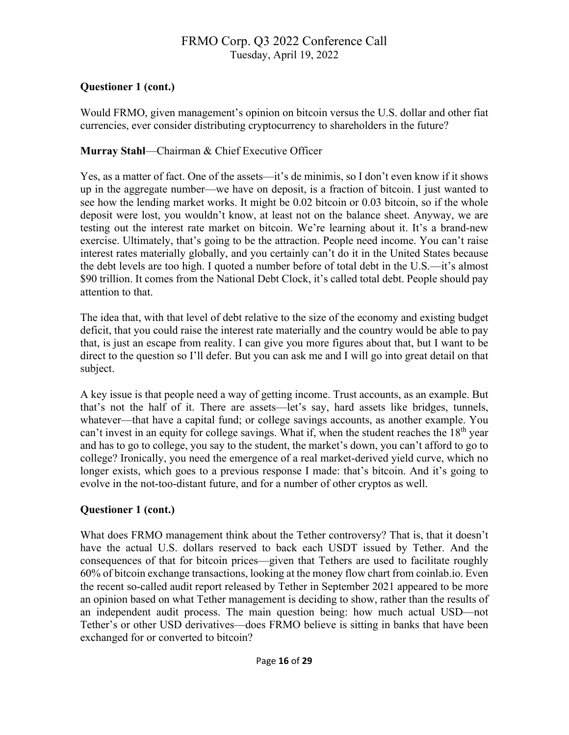**Questioner 1 (cont.)**

Would FRMO, given management's opinion on bitcoin versus the U.S. dollar and other fiat currencies, ever consider distributing cryptocurrency to shareholders in the future?

**Murray Stahl**—Chairman & Chief Executive Officer

Yes, as a matter of fact. One of the assets—it's de minimis, so I don't even know if it shows up in the aggregate number—we have on deposit, is a fraction of bitcoin. I just wanted to see how the lending market works. It might be 0.02 bitcoin or 0.03 bitcoin, so if the whole deposit were lost, you wouldn't know, at least not on the balance sheet. Anyway, we are testing out the interest rate market on bitcoin. We're learning about it. It's a brand-new exercise. Ultimately, that's going to be the attraction. People need income. You can't raise interest rates materially globally, and you certainly can't do it in the United States because the debt levels are too high. I quoted a number before of total debt in the U.S.—it's almost $90 trillion. It comes from the National Debt Clock, it's called total debt. People should pay attention to that.

The idea that, with that level of debt relative to the size of the economy and existing budget deficit, that you could raise the interest rate materially and the country would be able to pay that, is just an escape from reality. I can give you more figures about that, but I want to be direct to the question so I'll defer. But you can ask me and I will go into great detail on that subject.

A key issue is that people need a way of getting income. Trust accounts, as an example. But that's not the half of it. There are assets—let's say, hard assets like bridges, tunnels, whatever—that have a capital fund; or college savings accounts, as another example. You can't invest in an equity for college savings. What if, when the student reaches the 18th year and has to go to college, you say to the student, the market's down, you can't afford to go to college? Ironically, you need the emergence of a real market-derived yield curve, which no longer exists, which goes to a previous response I made: that's bitcoin. And it's going to evolve in the not-too-distant future, and for a number of other cryptos as well.

**Questioner 1 (cont.)**

What does FRMO management think about the Tether controversy? That is, that it doesn't have the actual U.S. dollars reserved to back each USDT issued by Tether. And the consequences of that for bitcoin prices—given that Tethers are used to facilitate roughly 60% of bitcoin exchange transactions, looking at the money flow chart from coinlab.io. Even the recent so-called audit report released by Tether in September 2021 appeared to be more an opinion based on what Tether management is deciding to show, rather than the results of an independent audit process. The main question being: how much actual USD—not Tether's or other USD derivatives—does FRMO believe is sitting in banks that have been exchanged for or converted to bitcoin?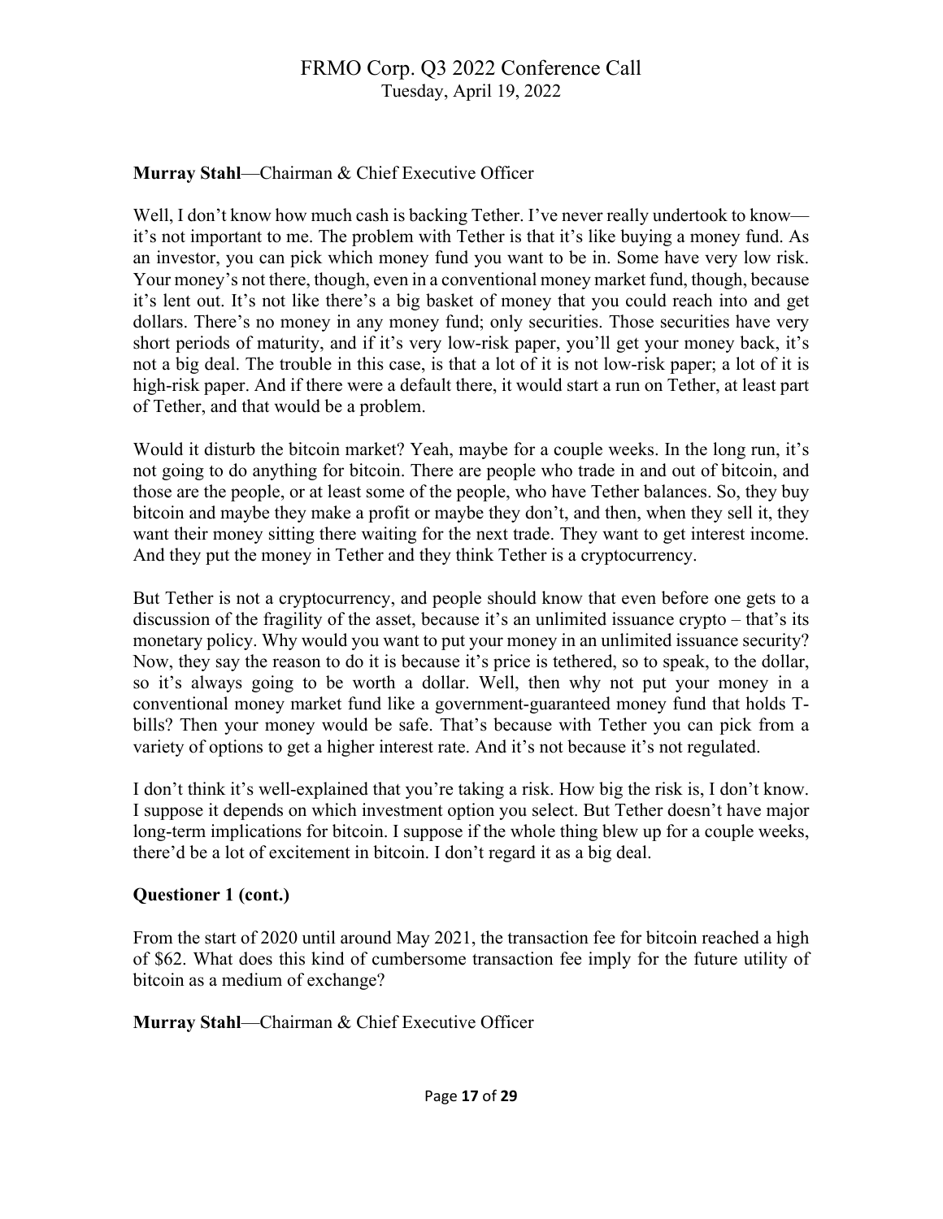**Murray Stahl**—Chairman & Chief Executive Officer

Well, I don't know how much cash is backing Tether. I've never really undertook to know—it's not important to me. The problem with Tether is that it's like buying a money fund. As an investor, you can pick which money fund you want to be in. Some have very low risk. Your money's not there, though, even in a conventional money market fund, though, because it's lent out. It's not like there's a big basket of money that you could reach into and get dollars. There's no money in any money fund; only securities. Those securities have very short periods of maturity, and if it's very low-risk paper, you'll get your money back, it's not a big deal. The trouble in this case, is that a lot of it is not low-risk paper; a lot of it is high-risk paper. And if there were a default there, it would start a run on Tether, at least part of Tether, and that would be a problem.

Would it disturb the bitcoin market? Yeah, maybe for a couple weeks. In the long run, it's not going to do anything for bitcoin. There are people who trade in and out of bitcoin, and those are the people, or at least some of the people, who have Tether balances. So, they buy bitcoin and maybe they make a profit or maybe they don't, and then, when they sell it, they want their money sitting there waiting for the next trade. They want to get interest income. And they put the money in Tether and they think Tether is a cryptocurrency.

But Tether is not a cryptocurrency, and people should know that even before one gets to a discussion of the fragility of the asset, because it's an unlimited issuance crypto – that's its monetary policy. Why would you want to put your money in an unlimited issuance security? Now, they say the reason to do it is because it's price is tethered, so to speak, to the dollar, so it's always going to be worth a dollar. Well, then why not put your money in a conventional money market fund like a government-guaranteed money fund that holds T-bills? Then your money would be safe. That's because with Tether you can pick from a variety of options to get a higher interest rate. And it's not because it's not regulated.

I don't think it's well-explained that you're taking a risk. How big the risk is, I don't know. I suppose it depends on which investment option you select. But Tether doesn't have major long-term implications for bitcoin. I suppose if the whole thing blew up for a couple weeks, there'd be a lot of excitement in bitcoin. I don't regard it as a big deal.

**Questioner 1 (cont.)**

From the start of 2020 until around May 2021, the transaction fee for bitcoin reached a high of $62. What does this kind of cumbersome transaction fee imply for the future utility of bitcoin as a medium of exchange?

**Murray Stahl**—Chairman & Chief Executive Officer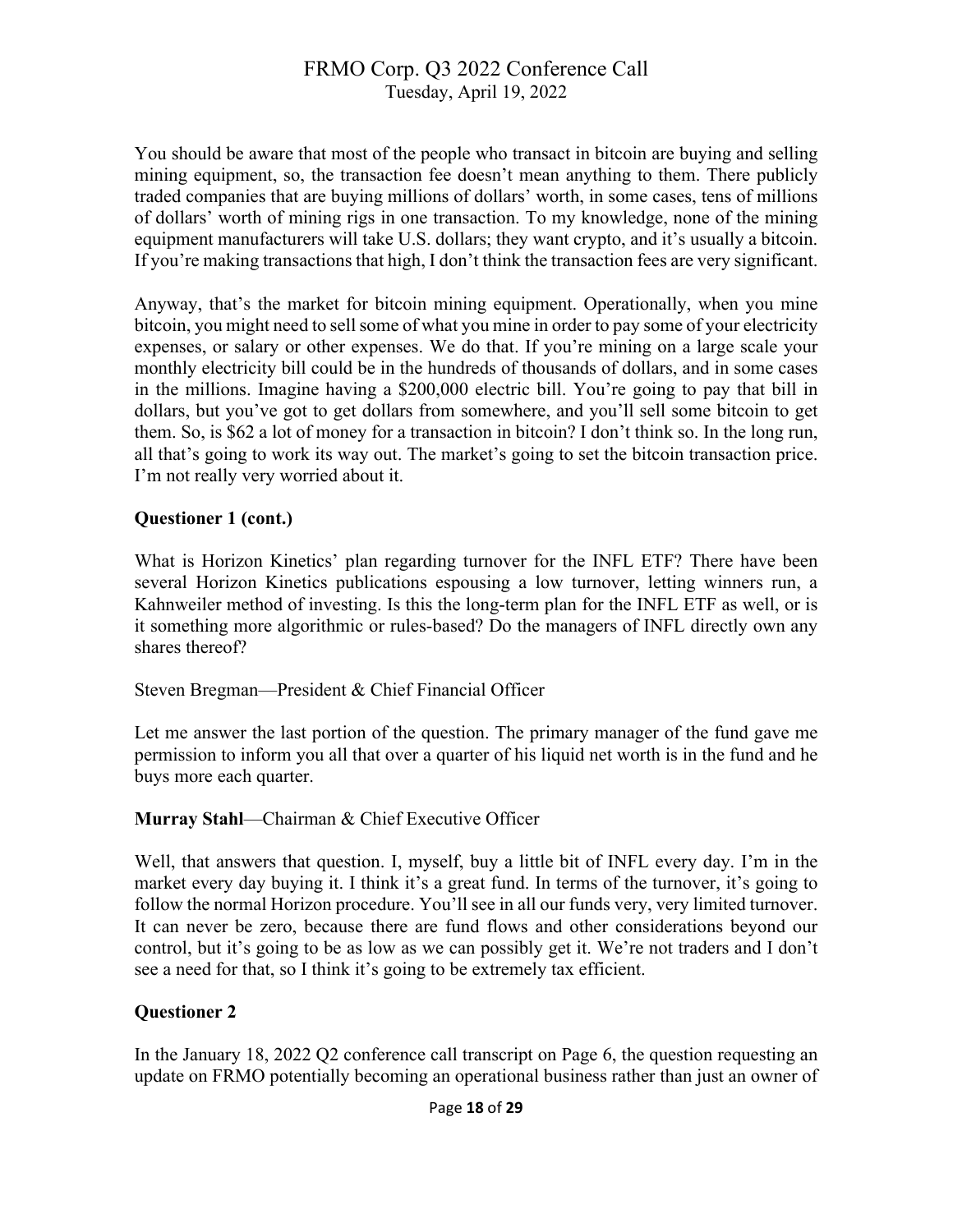You should be aware that most of the people who transact in bitcoin are buying and selling mining equipment, so, the transaction fee doesn't mean anything to them. There publicly traded companies that are buying millions of dollars' worth, in some cases, tens of millions of dollars' worth of mining rigs in one transaction. To my knowledge, none of the mining equipment manufacturers will take U.S. dollars; they want crypto, and it's usually a bitcoin. If you're making transactions that high, I don't think the transaction fees are very significant.

Anyway, that's the market for bitcoin mining equipment. Operationally, when you mine bitcoin, you might need to sell some of what you mine in order to pay some of your electricity expenses, or salary or other expenses. We do that. If you're mining on a large scale your monthly electricity bill could be in the hundreds of thousands of dollars, and in some cases in the millions. Imagine having a $200,000 electric bill. You're going to pay that bill in dollars, but you've got to get dollars from somewhere, and you'll sell some bitcoin to get them. So, is $62 a lot of money for a transaction in bitcoin? I don't think so. In the long run, all that's going to work its way out. The market's going to set the bitcoin transaction price. I'm not really very worried about it.

**Questioner 1 (cont.)**

What is Horizon Kinetics' plan regarding turnover for the INFL ETF? There have been several Horizon Kinetics publications espousing a low turnover, letting winners run, a Kahnweiler method of investing. Is this the long-term plan for the INFL ETF as well, or is it something more algorithmic or rules-based? Do the managers of INFL directly own any shares thereof?

Steven Bregman—President & Chief Financial Officer

Let me answer the last portion of the question. The primary manager of the fund gave me permission to inform you all that over a quarter of his liquid net worth is in the fund and he buys more each quarter.

**Murray Stahl**—Chairman & Chief Executive Officer

Well, that answers that question. I, myself, buy a little bit of INFL every day. I'm in the market every day buying it. I think it's a great fund. In terms of the turnover, it's going to follow the normal Horizon procedure. You'll see in all our funds very, very limited turnover. It can never be zero, because there are fund flows and other considerations beyond our control, but it's going to be as low as we can possibly get it. We're not traders and I don't see a need for that, so I think it's going to be extremely tax efficient.

**Questioner 2**

In the January 18, 2022 Q2 conference call transcript on Page 6, the question requesting an update on FRMO potentially becoming an operational business rather than just an owner of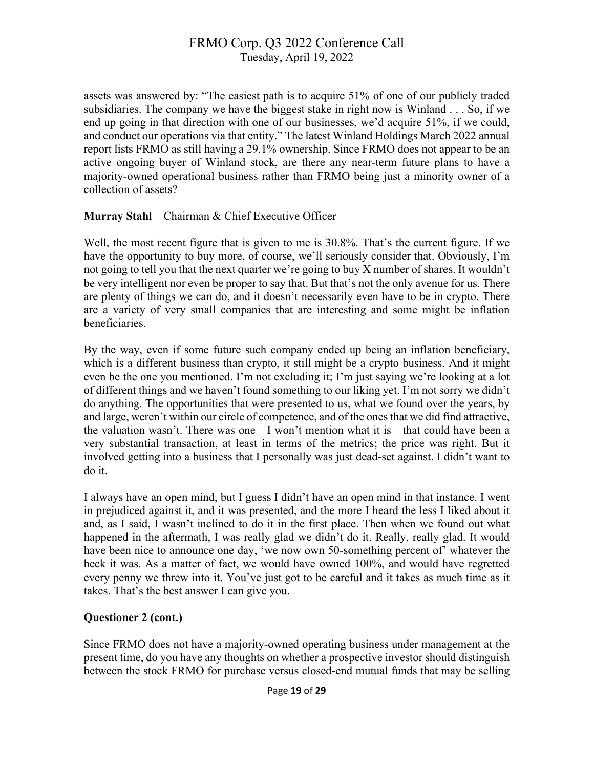assets was answered by: "The easiest path is to acquire 51% of one of our publicly traded subsidiaries. The company we have the biggest stake in right now is Winland . . . So, if we end up going in that direction with one of our businesses, we'd acquire 51%, if we could, and conduct our operations via that entity." The latest Winland Holdings March 2022 annual report lists FRMO as still having a 29.1% ownership. Since FRMO does not appear to be an active ongoing buyer of Winland stock, are there any near-term future plans to have a majority-owned operational business rather than FRMO being just a minority owner of a collection of assets?

**Murray Stahl**—Chairman & Chief Executive Officer

Well, the most recent figure that is given to me is 30.8%. That's the current figure. If we have the opportunity to buy more, of course, we'll seriously consider that. Obviously, I'm not going to tell you that the next quarter we're going to buy X number of shares. It wouldn't be very intelligent nor even be proper to say that. But that's not the only avenue for us. There are plenty of things we can do, and it doesn't necessarily even have to be in crypto. There are a variety of very small companies that are interesting and some might be inflation beneficiaries.

By the way, even if some future such company ended up being an inflation beneficiary, which is a different business than crypto, it still might be a crypto business. And it might even be the one you mentioned. I'm not excluding it; I'm just saying we're looking at a lot of different things and we haven't found something to our liking yet. I'm not sorry we didn't do anything. The opportunities that were presented to us, what we found over the years, by and large, weren't within our circle of competence, and of the ones that we did find attractive, the valuation wasn't. There was one—I won't mention what it is—that could have been a very substantial transaction, at least in terms of the metrics; the price was right. But it involved getting into a business that I personally was just dead-set against. I didn't want to do it.

I always have an open mind, but I guess I didn't have an open mind in that instance. I went in prejudiced against it, and it was presented, and the more I heard the less I liked about it and, as I said, I wasn't inclined to do it in the first place. Then when we found out what happened in the aftermath, I was really glad we didn't do it. Really, really glad. It would have been nice to announce one day, 'we now own 50-something percent of' whatever the heck it was. As a matter of fact, we would have owned 100%, and would have regretted every penny we threw into it. You've just got to be careful and it takes as much time as it takes. That's the best answer I can give you.

**Questioner 2 (cont.)**

Since FRMO does not have a majority-owned operating business under management at the present time, do you have any thoughts on whether a prospective investor should distinguish between the stock FRMO for purchase versus closed-end mutual funds that may be selling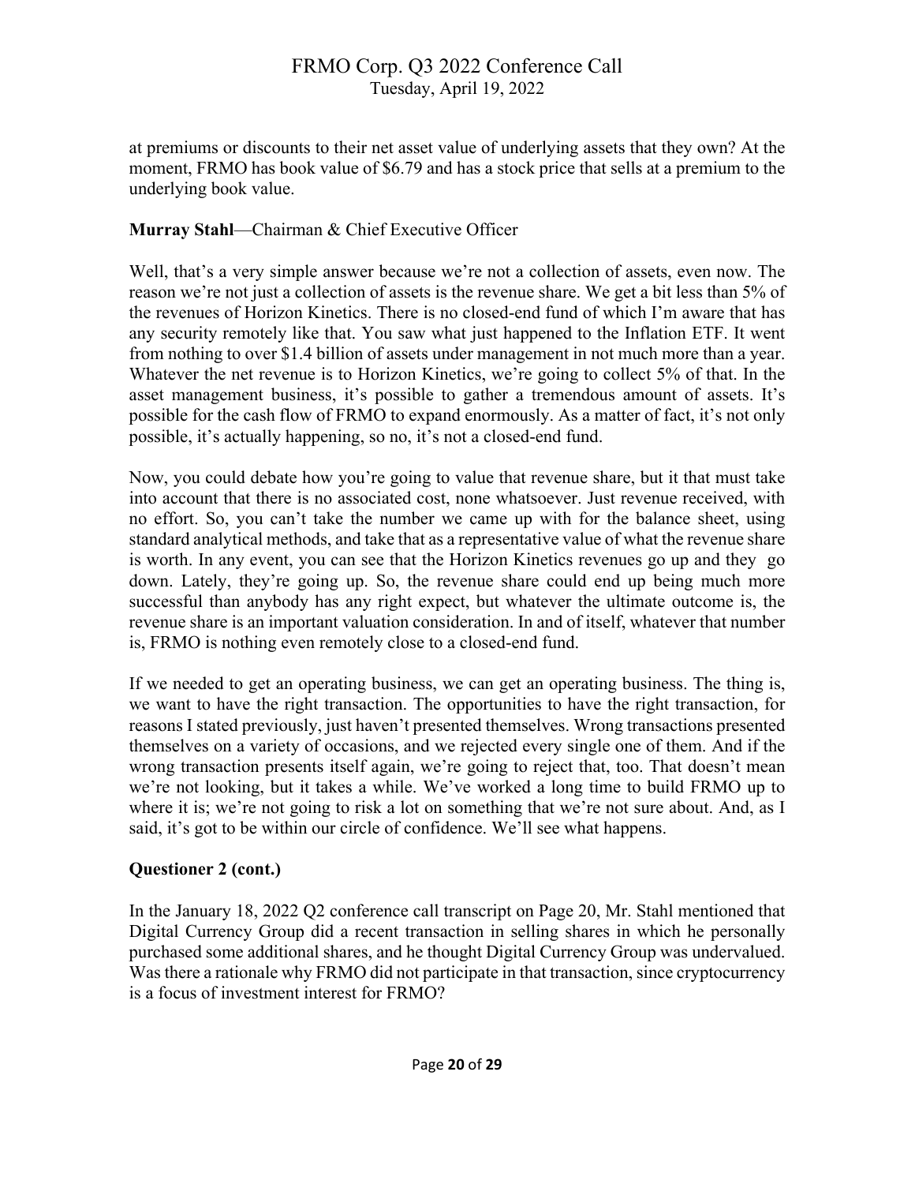at premiums or discounts to their net asset value of underlying assets that they own? At the moment, FRMO has book value of $6.79 and has a stock price that sells at a premium to the underlying book value.

**Murray Stahl**—Chairman & Chief Executive Officer

Well, that's a very simple answer because we're not a collection of assets, even now. The reason we're not just a collection of assets is the revenue share. We get a bit less than 5% of the revenues of Horizon Kinetics. There is no closed-end fund of which I'm aware that has any security remotely like that. You saw what just happened to the Inflation ETF. It went from nothing to over $1.4 billion of assets under management in not much more than a year. Whatever the net revenue is to Horizon Kinetics, we're going to collect 5% of that. In the asset management business, it's possible to gather a tremendous amount of assets. It's possible for the cash flow of FRMO to expand enormously. As a matter of fact, it's not only possible, it's actually happening, so no, it's not a closed-end fund.

Now, you could debate how you're going to value that revenue share, but it that must take into account that there is no associated cost, none whatsoever. Just revenue received, with no effort. So, you can't take the number we came up with for the balance sheet, using standard analytical methods, and take that as a representative value of what the revenue share is worth. In any event, you can see that the Horizon Kinetics revenues go up and they go down. Lately, they're going up. So, the revenue share could end up being much more successful than anybody has any right expect, but whatever the ultimate outcome is, the revenue share is an important valuation consideration. In and of itself, whatever that number is, FRMO is nothing even remotely close to a closed-end fund.

If we needed to get an operating business, we can get an operating business. The thing is, we want to have the right transaction. The opportunities to have the right transaction, for reasons I stated previously, just haven't presented themselves. Wrong transactions presented themselves on a variety of occasions, and we rejected every single one of them. And if the wrong transaction presents itself again, we're going to reject that, too. That doesn't mean we're not looking, but it takes a while. We've worked a long time to build FRMO up to where it is; we're not going to risk a lot on something that we're not sure about. And, as I said, it's got to be within our circle of confidence. We'll see what happens.

**Questioner 2 (cont.)**

In the January 18, 2022 Q2 conference call transcript on Page 20, Mr. Stahl mentioned that Digital Currency Group did a recent transaction in selling shares in which he personally purchased some additional shares, and he thought Digital Currency Group was undervalued. Was there a rationale why FRMO did not participate in that transaction, since cryptocurrency is a focus of investment interest for FRMO?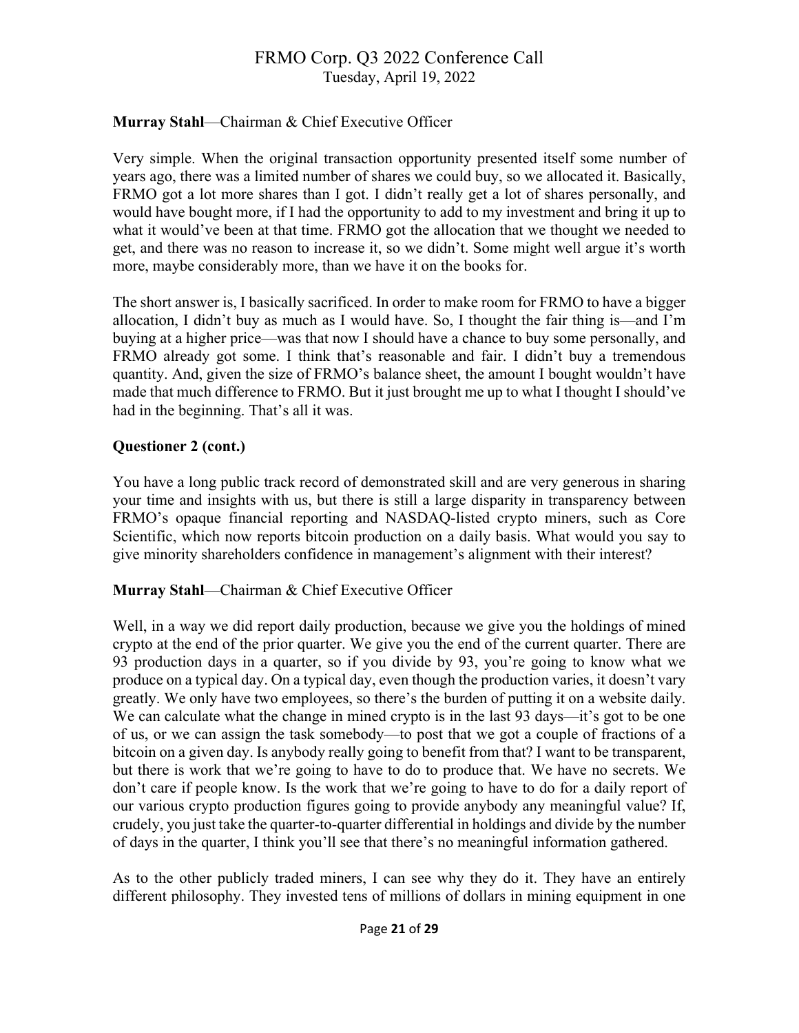**Murray Stahl**—Chairman & Chief Executive Officer

Very simple. When the original transaction opportunity presented itself some number of years ago, there was a limited number of shares we could buy, so we allocated it. Basically, FRMO got a lot more shares than I got. I didn't really get a lot of shares personally, and would have bought more, if I had the opportunity to add to my investment and bring it up to what it would've been at that time. FRMO got the allocation that we thought we needed to get, and there was no reason to increase it, so we didn't. Some might well argue it's worth more, maybe considerably more, than we have it on the books for.

The short answer is, I basically sacrificed. In order to make room for FRMO to have a bigger allocation, I didn't buy as much as I would have. So, I thought the fair thing is—and I'm buying at a higher price—was that now I should have a chance to buy some personally, and FRMO already got some. I think that's reasonable and fair. I didn't buy a tremendous quantity. And, given the size of FRMO's balance sheet, the amount I bought wouldn't have made that much difference to FRMO. But it just brought me up to what I thought I should've had in the beginning. That's all it was.

**Questioner 2 (cont.)**

You have a long public track record of demonstrated skill and are very generous in sharing your time and insights with us, but there is still a large disparity in transparency between FRMO's opaque financial reporting and NASDAQ-listed crypto miners, such as Core Scientific, which now reports bitcoin production on a daily basis. What would you say to give minority shareholders confidence in management's alignment with their interest?

**Murray Stahl**—Chairman & Chief Executive Officer

Well, in a way we did report daily production, because we give you the holdings of mined crypto at the end of the prior quarter. We give you the end of the current quarter. There are 93 production days in a quarter, so if you divide by 93, you're going to know what we produce on a typical day. On a typical day, even though the production varies, it doesn't vary greatly. We only have two employees, so there's the burden of putting it on a website daily. We can calculate what the change in mined crypto is in the last 93 days—it's got to be one of us, or we can assign the task somebody—to post that we got a couple of fractions of a bitcoin on a given day. Is anybody really going to benefit from that? I want to be transparent, but there is work that we're going to have to do to produce that. We have no secrets. We don't care if people know. Is the work that we're going to have to do for a daily report of our various crypto production figures going to provide anybody any meaningful value? If, crudely, you just take the quarter-to-quarter differential in holdings and divide by the number of days in the quarter, I think you'll see that there's no meaningful information gathered.

As to the other publicly traded miners, I can see why they do it. They have an entirely different philosophy. They invested tens of millions of dollars in mining equipment in one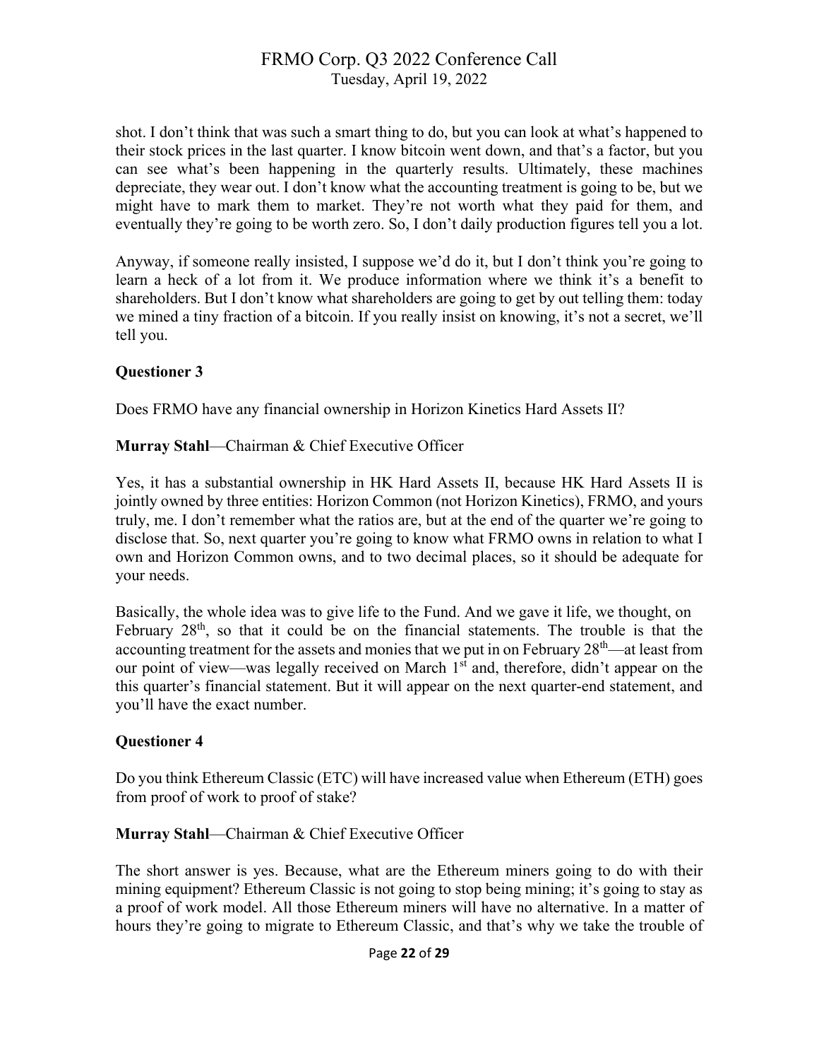shot. I don't think that was such a smart thing to do, but you can look at what's happened to their stock prices in the last quarter. I know bitcoin went down, and that's a factor, but you can see what's been happening in the quarterly results. Ultimately, these machines depreciate, they wear out. I don't know what the accounting treatment is going to be, but we might have to mark them to market. They're not worth what they paid for them, and eventually they're going to be worth zero. So, I don't daily production figures tell you a lot.

Anyway, if someone really insisted, I suppose we'd do it, but I don't think you're going to learn a heck of a lot from it. We produce information where we think it's a benefit to shareholders. But I don't know what shareholders are going to get by out telling them: today we mined a tiny fraction of a bitcoin. If you really insist on knowing, it's not a secret, we'll tell you.

**Questioner 3**

Does FRMO have any financial ownership in Horizon Kinetics Hard Assets II?

**Murray Stahl**—Chairman & Chief Executive Officer

Yes, it has a substantial ownership in HK Hard Assets II, because HK Hard Assets II is jointly owned by three entities: Horizon Common (not Horizon Kinetics), FRMO, and yours truly, me. I don't remember what the ratios are, but at the end of the quarter we're going to disclose that. So, next quarter you're going to know what FRMO owns in relation to what I own and Horizon Common owns, and to two decimal places, so it should be adequate for your needs.

Basically, the whole idea was to give life to the Fund. And we gave it life, we thought, on February 28th, so that it could be on the financial statements. The trouble is that the accounting treatment for the assets and monies that we put in on February 28th—at least from our point of view—was legally received on March 1st and, therefore, didn't appear on the this quarter's financial statement. But it will appear on the next quarter-end statement, and you'll have the exact number.

**Questioner 4**

Do you think Ethereum Classic (ETC) will have increased value when Ethereum (ETH) goes from proof of work to proof of stake?

**Murray Stahl**—Chairman & Chief Executive Officer

The short answer is yes. Because, what are the Ethereum miners going to do with their mining equipment? Ethereum Classic is not going to stop being mining; it's going to stay as a proof of work model. All those Ethereum miners will have no alternative. In a matter of hours they're going to migrate to Ethereum Classic, and that's why we take the trouble of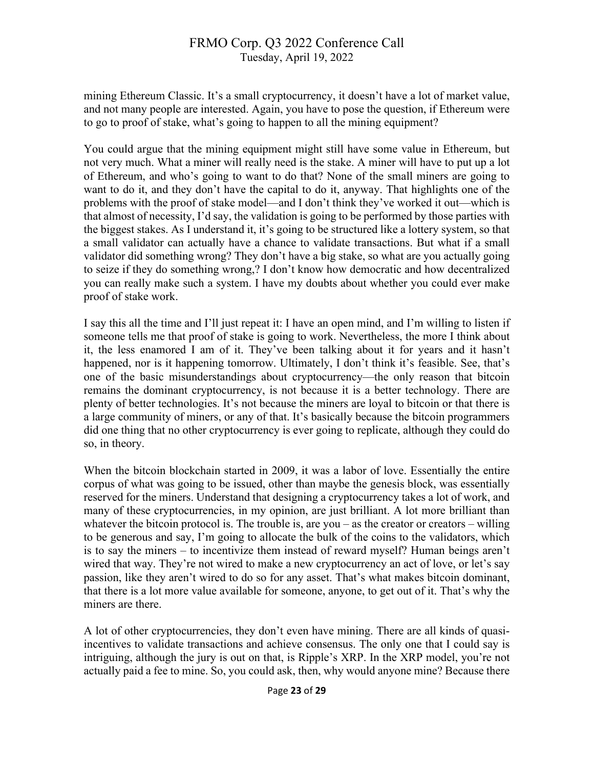mining Ethereum Classic. It's a small cryptocurrency, it doesn't have a lot of market value, and not many people are interested. Again, you have to pose the question, if Ethereum were to go to proof of stake, what's going to happen to all the mining equipment?

You could argue that the mining equipment might still have some value in Ethereum, but not very much. What a miner will really need is the stake. A miner will have to put up a lot of Ethereum, and who's going to want to do that? None of the small miners are going to want to do it, and they don't have the capital to do it, anyway. That highlights one of the problems with the proof of stake model—and I don't think they've worked it out—which is that almost of necessity, I'd say, the validation is going to be performed by those parties with the biggest stakes. As I understand it, it's going to be structured like a lottery system, so that a small validator can actually have a chance to validate transactions. But what if a small validator did something wrong? They don't have a big stake, so what are you actually going to seize if they do something wrong,? I don't know how democratic and how decentralized you can really make such a system. I have my doubts about whether you could ever make proof of stake work.

I say this all the time and I'll just repeat it: I have an open mind, and I'm willing to listen if someone tells me that proof of stake is going to work. Nevertheless, the more I think about it, the less enamored I am of it. They've been talking about it for years and it hasn't happened, nor is it happening tomorrow. Ultimately, I don't think it's feasible. See, that's one of the basic misunderstandings about cryptocurrency—the only reason that bitcoin remains the dominant cryptocurrency, is not because it is a better technology. There are plenty of better technologies. It's not because the miners are loyal to bitcoin or that there is a large community of miners, or any of that. It's basically because the bitcoin programmers did one thing that no other cryptocurrency is ever going to replicate, although they could do so, in theory.

When the bitcoin blockchain started in 2009, it was a labor of love. Essentially the entire corpus of what was going to be issued, other than maybe the genesis block, was essentially reserved for the miners. Understand that designing a cryptocurrency takes a lot of work, and many of these cryptocurrencies, in my opinion, are just brilliant. A lot more brilliant than whatever the bitcoin protocol is. The trouble is, are you – as the creator or creators – willing to be generous and say, I'm going to allocate the bulk of the coins to the validators, which is to say the miners – to incentivize them instead of reward myself? Human beings aren't wired that way. They're not wired to make a new cryptocurrency an act of love, or let's say passion, like they aren't wired to do so for any asset. That's what makes bitcoin dominant, that there is a lot more value available for someone, anyone, to get out of it. That's why the miners are there.

A lot of other cryptocurrencies, they don't even have mining. There are all kinds of quasi-incentives to validate transactions and achieve consensus. The only one that I could say is intriguing, although the jury is out on that, is Ripple's XRP. In the XRP model, you're not actually paid a fee to mine. So, you could ask, then, why would anyone mine? Because there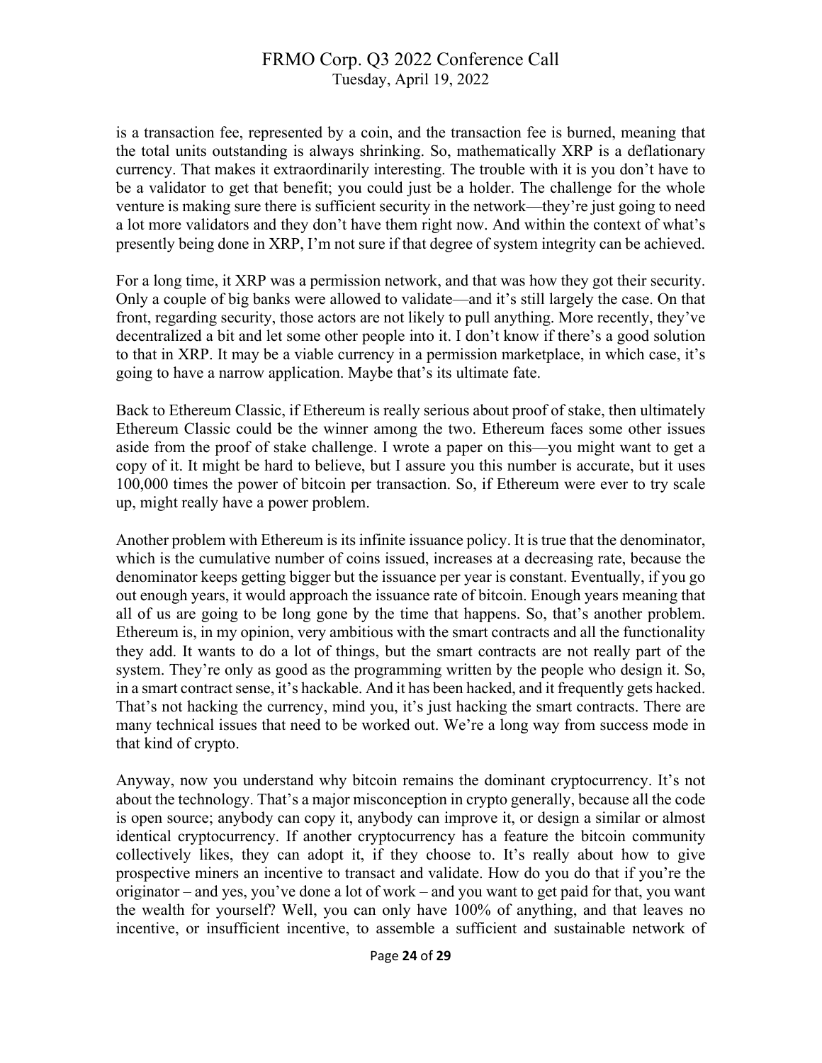is a transaction fee, represented by a coin, and the transaction fee is burned, meaning that the total units outstanding is always shrinking. So, mathematically XRP is a deflationary currency. That makes it extraordinarily interesting. The trouble with it is you don't have to be a validator to get that benefit; you could just be a holder. The challenge for the whole venture is making sure there is sufficient security in the network—they're just going to need a lot more validators and they don't have them right now. And within the context of what's presently being done in XRP, I'm not sure if that degree of system integrity can be achieved.

For a long time, it XRP was a permission network, and that was how they got their security. Only a couple of big banks were allowed to validate—and it's still largely the case. On that front, regarding security, those actors are not likely to pull anything. More recently, they've decentralized a bit and let some other people into it. I don't know if there's a good solution to that in XRP. It may be a viable currency in a permission marketplace, in which case, it's going to have a narrow application. Maybe that's its ultimate fate.

Back to Ethereum Classic, if Ethereum is really serious about proof of stake, then ultimately Ethereum Classic could be the winner among the two. Ethereum faces some other issues aside from the proof of stake challenge. I wrote a paper on this—you might want to get a copy of it. It might be hard to believe, but I assure you this number is accurate, but it uses 100,000 times the power of bitcoin per transaction. So, if Ethereum were ever to try scale up, might really have a power problem.

Another problem with Ethereum is its infinite issuance policy. It is true that the denominator, which is the cumulative number of coins issued, increases at a decreasing rate, because the denominator keeps getting bigger but the issuance per year is constant. Eventually, if you go out enough years, it would approach the issuance rate of bitcoin. Enough years meaning that all of us are going to be long gone by the time that happens. So, that's another problem. Ethereum is, in my opinion, very ambitious with the smart contracts and all the functionality they add. It wants to do a lot of things, but the smart contracts are not really part of the system. They're only as good as the programming written by the people who design it. So, in a smart contract sense, it's hackable. And it has been hacked, and it frequently gets hacked. That's not hacking the currency, mind you, it's just hacking the smart contracts. There are many technical issues that need to be worked out. We're a long way from success mode in that kind of crypto.

Anyway, now you understand why bitcoin remains the dominant cryptocurrency. It's not about the technology. That's a major misconception in crypto generally, because all the code is open source; anybody can copy it, anybody can improve it, or design a similar or almost identical cryptocurrency. If another cryptocurrency has a feature the bitcoin community collectively likes, they can adopt it, if they choose to. It's really about how to give prospective miners an incentive to transact and validate. How do you do that if you're the originator – and yes, you've done a lot of work – and you want to get paid for that, you want the wealth for yourself? Well, you can only have 100% of anything, and that leaves no incentive, or insufficient incentive, to assemble a sufficient and sustainable network of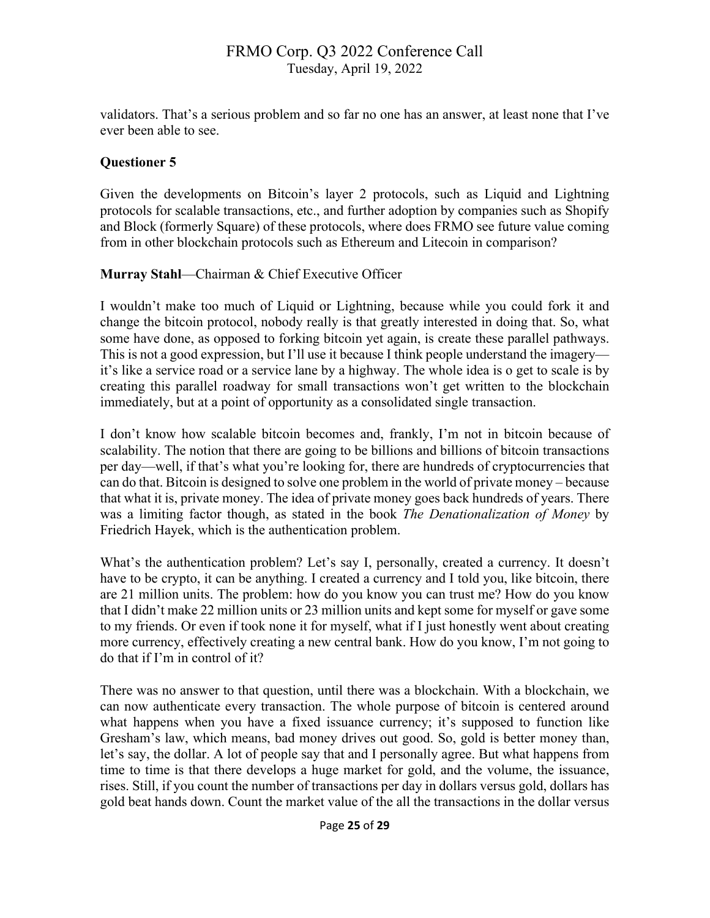validators. That's a serious problem and so far no one has an answer, at least none that I've ever been able to see.

**Questioner 5**

Given the developments on Bitcoin's layer 2 protocols, such as Liquid and Lightning protocols for scalable transactions, etc., and further adoption by companies such as Shopify and Block (formerly Square) of these protocols, where does FRMO see future value coming from in other blockchain protocols such as Ethereum and Litecoin in comparison?

**Murray Stahl**—Chairman & Chief Executive Officer

I wouldn't make too much of Liquid or Lightning, because while you could fork it and change the bitcoin protocol, nobody really is that greatly interested in doing that. So, what some have done, as opposed to forking bitcoin yet again, is create these parallel pathways. This is not a good expression, but I'll use it because I think people understand the imagery—it's like a service road or a service lane by a highway. The whole idea is o get to scale is by creating this parallel roadway for small transactions won't get written to the blockchain immediately, but at a point of opportunity as a consolidated single transaction.

I don't know how scalable bitcoin becomes and, frankly, I'm not in bitcoin because of scalability. The notion that there are going to be billions and billions of bitcoin transactions per day—well, if that's what you're looking for, there are hundreds of cryptocurrencies that can do that. Bitcoin is designed to solve one problem in the world of private money – because that what it is, private money. The idea of private money goes back hundreds of years. There was a limiting factor though, as stated in the book *The Denationalization of Money* by Friedrich Hayek, which is the authentication problem.

What's the authentication problem? Let's say I, personally, created a currency. It doesn't have to be crypto, it can be anything. I created a currency and I told you, like bitcoin, there are 21 million units. The problem: how do you know you can trust me? How do you know that I didn't make 22 million units or 23 million units and kept some for myself or gave some to my friends. Or even if took none it for myself, what if I just honestly went about creating more currency, effectively creating a new central bank. How do you know, I'm not going to do that if I'm in control of it?

There was no answer to that question, until there was a blockchain. With a blockchain, we can now authenticate every transaction. The whole purpose of bitcoin is centered around what happens when you have a fixed issuance currency; it's supposed to function like Gresham's law, which means, bad money drives out good. So, gold is better money than, let's say, the dollar. A lot of people say that and I personally agree. But what happens from time to time is that there develops a huge market for gold, and the volume, the issuance, rises. Still, if you count the number of transactions per day in dollars versus gold, dollars has gold beat hands down. Count the market value of the all the transactions in the dollar versus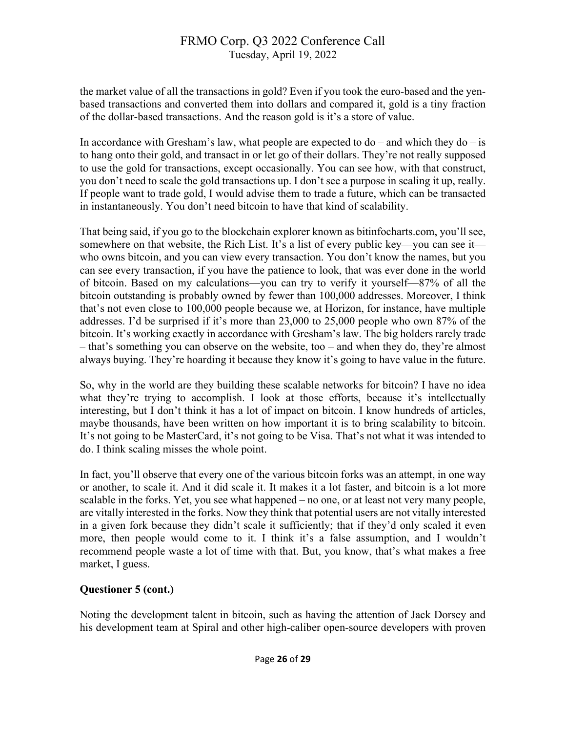the market value of all the transactions in gold? Even if you took the euro-based and the yen-based transactions and converted them into dollars and compared it, gold is a tiny fraction of the dollar-based transactions. And the reason gold is it's a store of value.

In accordance with Gresham's law, what people are expected to do – and which they do – is to hang onto their gold, and transact in or let go of their dollars. They're not really supposed to use the gold for transactions, except occasionally. You can see how, with that construct, you don't need to scale the gold transactions up. I don't see a purpose in scaling it up, really. If people want to trade gold, I would advise them to trade a future, which can be transacted in instantaneously. You don't need bitcoin to have that kind of scalability.

That being said, if you go to the blockchain explorer known as bitinfocharts.com, you'll see, somewhere on that website, the Rich List. It's a list of every public key—you can see it—who owns bitcoin, and you can view every transaction. You don't know the names, but you can see every transaction, if you have the patience to look, that was ever done in the world of bitcoin. Based on my calculations—you can try to verify it yourself—87% of all the bitcoin outstanding is probably owned by fewer than 100,000 addresses. Moreover, I think that's not even close to 100,000 people because we, at Horizon, for instance, have multiple addresses. I'd be surprised if it's more than 23,000 to 25,000 people who own 87% of the bitcoin. It's working exactly in accordance with Gresham's law. The big holders rarely trade – that's something you can observe on the website, too – and when they do, they're almost always buying. They're hoarding it because they know it's going to have value in the future.

So, why in the world are they building these scalable networks for bitcoin? I have no idea what they're trying to accomplish. I look at those efforts, because it's intellectually interesting, but I don't think it has a lot of impact on bitcoin. I know hundreds of articles, maybe thousands, have been written on how important it is to bring scalability to bitcoin. It's not going to be MasterCard, it's not going to be Visa. That's not what it was intended to do. I think scaling misses the whole point.

In fact, you'll observe that every one of the various bitcoin forks was an attempt, in one way or another, to scale it. And it did scale it. It makes it a lot faster, and bitcoin is a lot more scalable in the forks. Yet, you see what happened – no one, or at least not very many people, are vitally interested in the forks. Now they think that potential users are not vitally interested in a given fork because they didn't scale it sufficiently; that if they'd only scaled it even more, then people would come to it. I think it's a false assumption, and I wouldn't recommend people waste a lot of time with that. But, you know, that's what makes a free market, I guess.

**Questioner 5 (cont.)**

Noting the development talent in bitcoin, such as having the attention of Jack Dorsey and his development team at Spiral and other high-caliber open-source developers with proven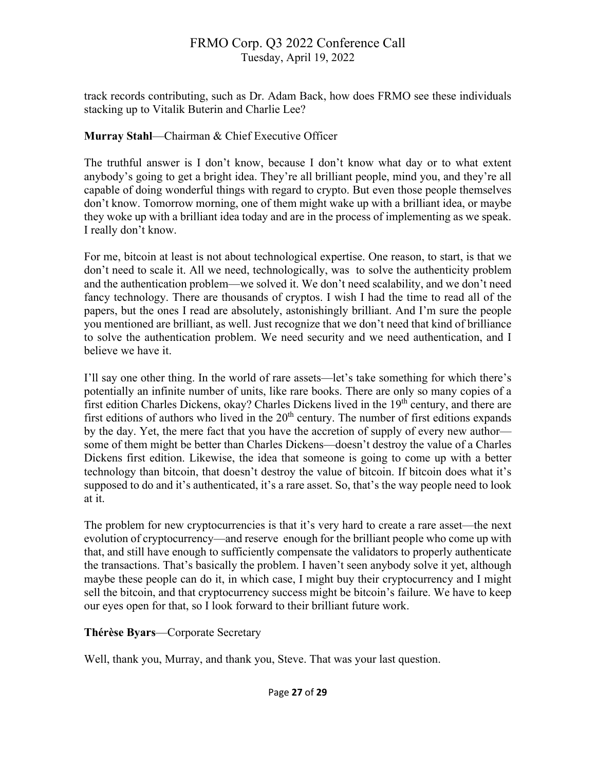track records contributing, such as Dr. Adam Back, how does FRMO see these individuals stacking up to Vitalik Buterin and Charlie Lee?

**Murray Stahl**—Chairman & Chief Executive Officer

The truthful answer is I don't know, because I don't know what day or to what extent anybody's going to get a bright idea. They're all brilliant people, mind you, and they're all capable of doing wonderful things with regard to crypto. But even those people themselves don't know. Tomorrow morning, one of them might wake up with a brilliant idea, or maybe they woke up with a brilliant idea today and are in the process of implementing as we speak. I really don't know.

For me, bitcoin at least is not about technological expertise. One reason, to start, is that we don't need to scale it. All we need, technologically, was to solve the authenticity problem and the authentication problem—we solved it. We don't need scalability, and we don't need fancy technology. There are thousands of cryptos. I wish I had the time to read all of the papers, but the ones I read are absolutely, astonishingly brilliant. And I'm sure the people you mentioned are brilliant, as well. Just recognize that we don't need that kind of brilliance to solve the authentication problem. We need security and we need authentication, and I believe we have it.

I'll say one other thing. In the world of rare assets—let's take something for which there's potentially an infinite number of units, like rare books. There are only so many copies of a first edition Charles Dickens, okay? Charles Dickens lived in the 19th century, and there are first editions of authors who lived in the 20th century. The number of first editions expands by the day. Yet, the mere fact that you have the accretion of supply of every new author—some of them might be better than Charles Dickens—doesn't destroy the value of a Charles Dickens first edition. Likewise, the idea that someone is going to come up with a better technology than bitcoin, that doesn't destroy the value of bitcoin. If bitcoin does what it's supposed to do and it's authenticated, it's a rare asset. So, that's the way people need to look at it.

The problem for new cryptocurrencies is that it's very hard to create a rare asset—the next evolution of cryptocurrency—and reserve enough for the brilliant people who come up with that, and still have enough to sufficiently compensate the validators to properly authenticate the transactions. That's basically the problem. I haven't seen anybody solve it yet, although maybe these people can do it, in which case, I might buy their cryptocurrency and I might sell the bitcoin, and that cryptocurrency success might be bitcoin's failure. We have to keep our eyes open for that, so I look forward to their brilliant future work.

**Thérèse Byars**—Corporate Secretary

Well, thank you, Murray, and thank you, Steve. That was your last question.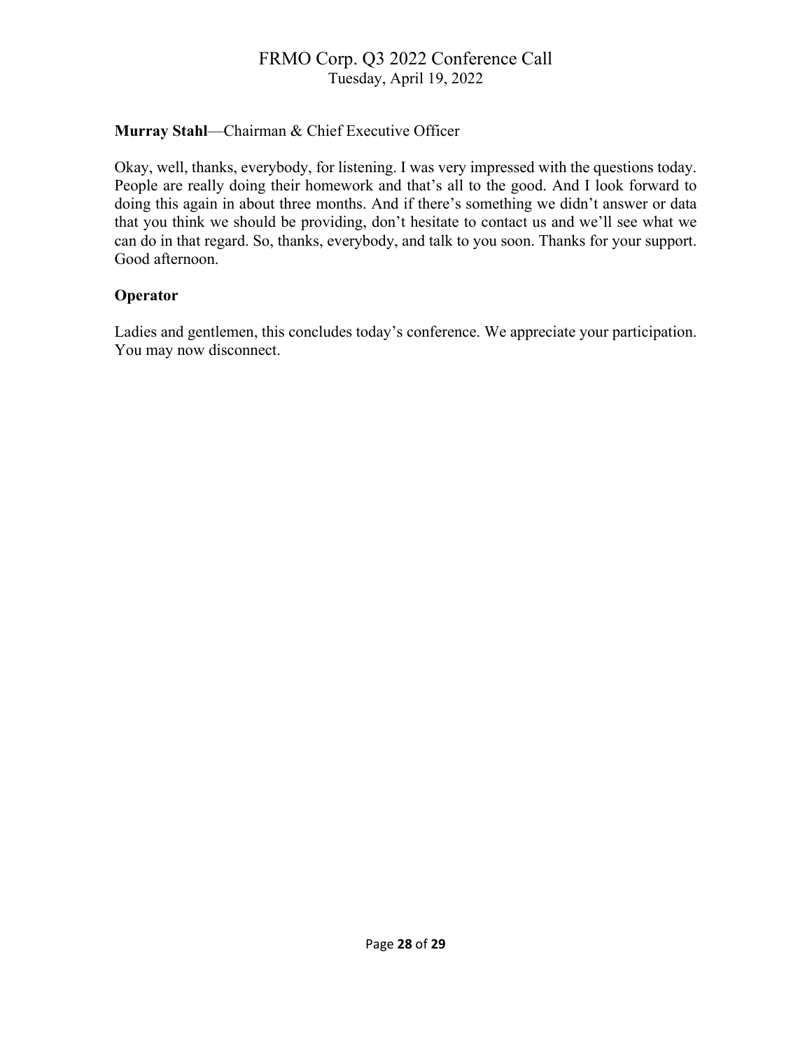**Murray Stahl**—Chairman & Chief Executive Officer

Okay, well, thanks, everybody, for listening. I was very impressed with the questions today. People are really doing their homework and that's all to the good. And I look forward to doing this again in about three months. And if there's something we didn't answer or data that you think we should be providing, don't hesitate to contact us and we'll see what we can do in that regard. So, thanks, everybody, and talk to you soon. Thanks for your support. Good afternoon.

**Operator**

Ladies and gentlemen, this concludes today's conference. We appreciate your participation. You may now disconnect.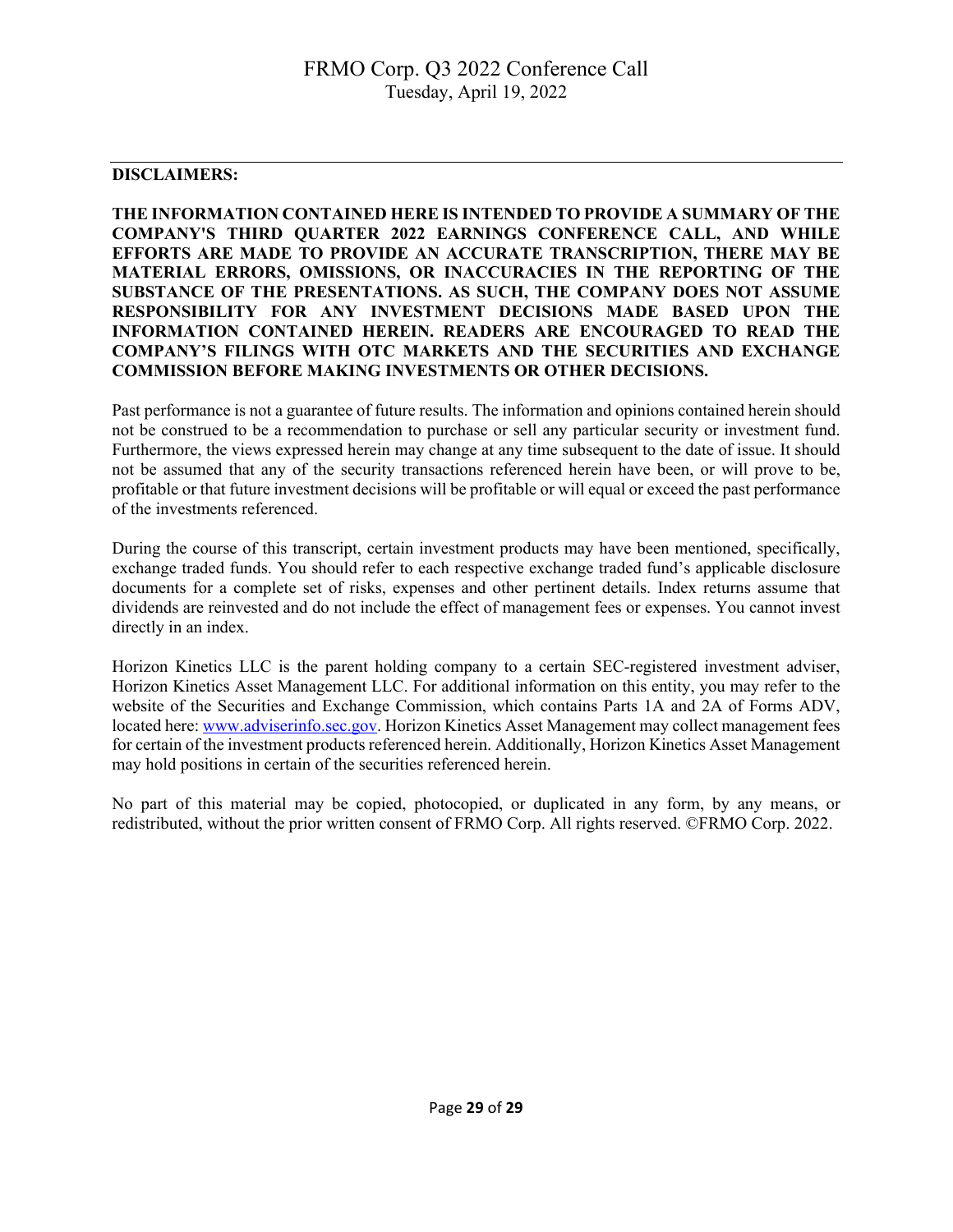**DISCLAIMERS:**

**THE INFORMATION CONTAINED HERE IS INTENDED TO PROVIDE A SUMMARY OF THE COMPANY'S THIRD QUARTER 2022 EARNINGS CONFERENCE CALL, AND WHILE EFFORTS ARE MADE TO PROVIDE AN ACCURATE TRANSCRIPTION, THERE MAY BE MATERIAL ERRORS, OMISSIONS, OR INACCURACIES IN THE REPORTING OF THE SUBSTANCE OF THE PRESENTATIONS. AS SUCH, THE COMPANY DOES NOT ASSUME RESPONSIBILITY FOR ANY INVESTMENT DECISIONS MADE BASED UPON THE INFORMATION CONTAINED HEREIN. READERS ARE ENCOURAGED TO READ THE COMPANY'S FILINGS WITH OTC MARKETS AND THE SECURITIES AND EXCHANGE COMMISSION BEFORE MAKING INVESTMENTS OR OTHER DECISIONS.**

Past performance is not a guarantee of future results. The information and opinions contained herein should not be construed to be a recommendation to purchase or sell any particular security or investment fund. Furthermore, the views expressed herein may change at any time subsequent to the date of issue. It should not be assumed that any of the security transactions referenced herein have been, or will prove to be, profitable or that future investment decisions will be profitable or will equal or exceed the past performance of the investments referenced.

During the course of this transcript, certain investment products may have been mentioned, specifically, exchange traded funds. You should refer to each respective exchange traded fund's applicable disclosure documents for a complete set of risks, expenses and other pertinent details. Index returns assume that dividends are reinvested and do not include the effect of management fees or expenses. You cannot invest directly in an index.

Horizon Kinetics LLC is the parent holding company to a certain SEC-registered investment adviser, Horizon Kinetics Asset Management LLC. For additional information on this entity, you may refer to the website of the Securities and Exchange Commission, which contains Parts 1A and 2A of Forms ADV, located here: www.adviserinfo.sec.gov. Horizon Kinetics Asset Management may collect management fees for certain of the investment products referenced herein. Additionally, Horizon Kinetics Asset Management may hold positions in certain of the securities referenced herein.

No part of this material may be copied, photocopied, or duplicated in any form, by any means, or redistributed, without the prior written consent of FRMO Corp. All rights reserved. ©FRMO Corp. 2022.